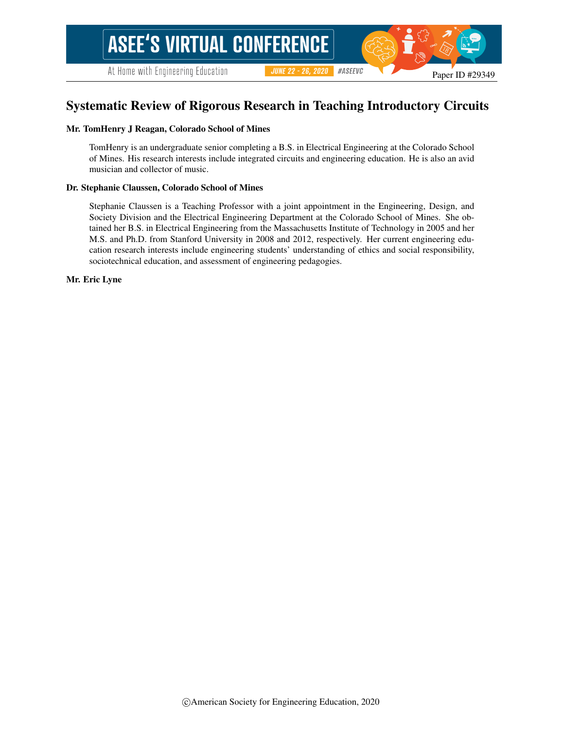Paper ID #29349

# Systematic Review of Rigorous Research in Teaching Introductory Circuits

**Mr. TomHenry J Reagan, Colorado School of Mines**

TomHenry is an undergraduate senior completing a B.S. in Electrical Engineering at the Colorado School of Mines. His research interests include integrated circuits and engineering education. He is also an avid musician and collector of music.

**Dr. Stephanie Claussen, Colorado School of Mines**

Stephanie Claussen is a Teaching Professor with a joint appointment in the Engineering, Design, and Society Division and the Electrical Engineering Department at the Colorado School of Mines. She obtained her B.S. in Electrical Engineering from the Massachusetts Institute of Technology in 2005 and her M.S. and Ph.D. from Stanford University in 2008 and 2012, respectively. Her current engineering education research interests include engineering students' understanding of ethics and social responsibility, sociotechnical education, and assessment of engineering pedagogies.

**Mr. Eric Lyne**

©American Society for Engineering Education, 2020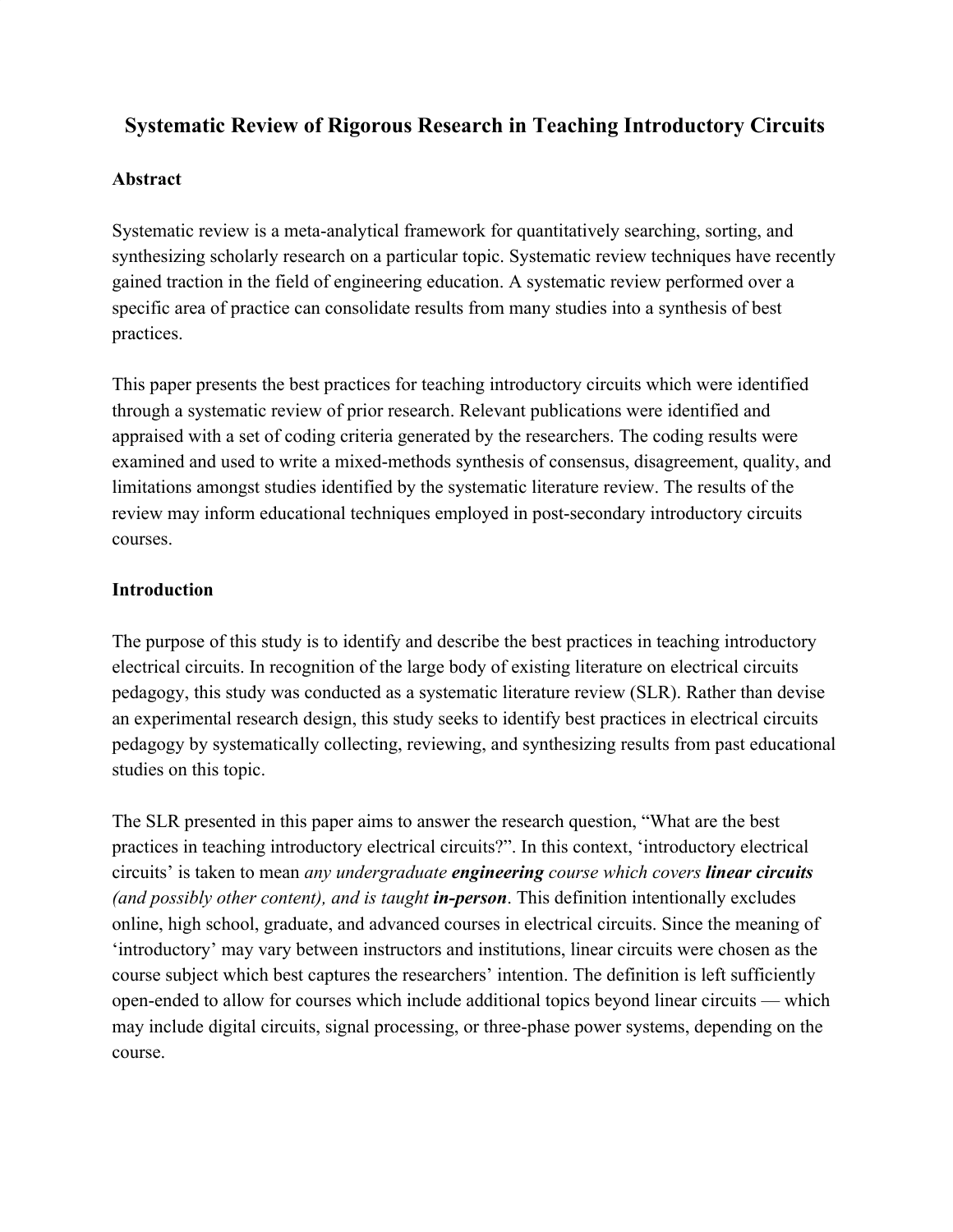# Systematic Review of Rigorous Research in Teaching Introductory Circuits

## Abstract

Systematic review is a meta-analytical framework for quantitatively searching, sorting, and synthesizing scholarly research on a particular topic. Systematic review techniques have recently gained traction in the field of engineering education. A systematic review performed over a specific area of practice can consolidate results from many studies into a synthesis of best practices.

This paper presents the best practices for teaching introductory circuits which were identified through a systematic review of prior research. Relevant publications were identified and appraised with a set of coding criteria generated by the researchers. The coding results were examined and used to write a mixed-methods synthesis of consensus, disagreement, quality, and limitations amongst studies identified by the systematic literature review. The results of the review may inform educational techniques employed in post-secondary introductory circuits courses.

## Introduction

The purpose of this study is to identify and describe the best practices in teaching introductory electrical circuits. In recognition of the large body of existing literature on electrical circuits pedagogy, this study was conducted as a systematic literature review (SLR). Rather than devise an experimental research design, this study seeks to identify best practices in electrical circuits pedagogy by systematically collecting, reviewing, and synthesizing results from past educational studies on this topic.

The SLR presented in this paper aims to answer the research question, "What are the best practices in teaching introductory electrical circuits?". In this context, 'introductory electrical circuits' is taken to mean *any undergraduate* ***engineering*** *course which covers* ***linear circuits*** *(and possibly other content), and is taught* ***in-person***. This definition intentionally excludes online, high school, graduate, and advanced courses in electrical circuits. Since the meaning of 'introductory' may vary between instructors and institutions, linear circuits were chosen as the course subject which best captures the researchers' intention. The definition is left sufficiently open-ended to allow for courses which include additional topics beyond linear circuits — which may include digital circuits, signal processing, or three-phase power systems, depending on the course.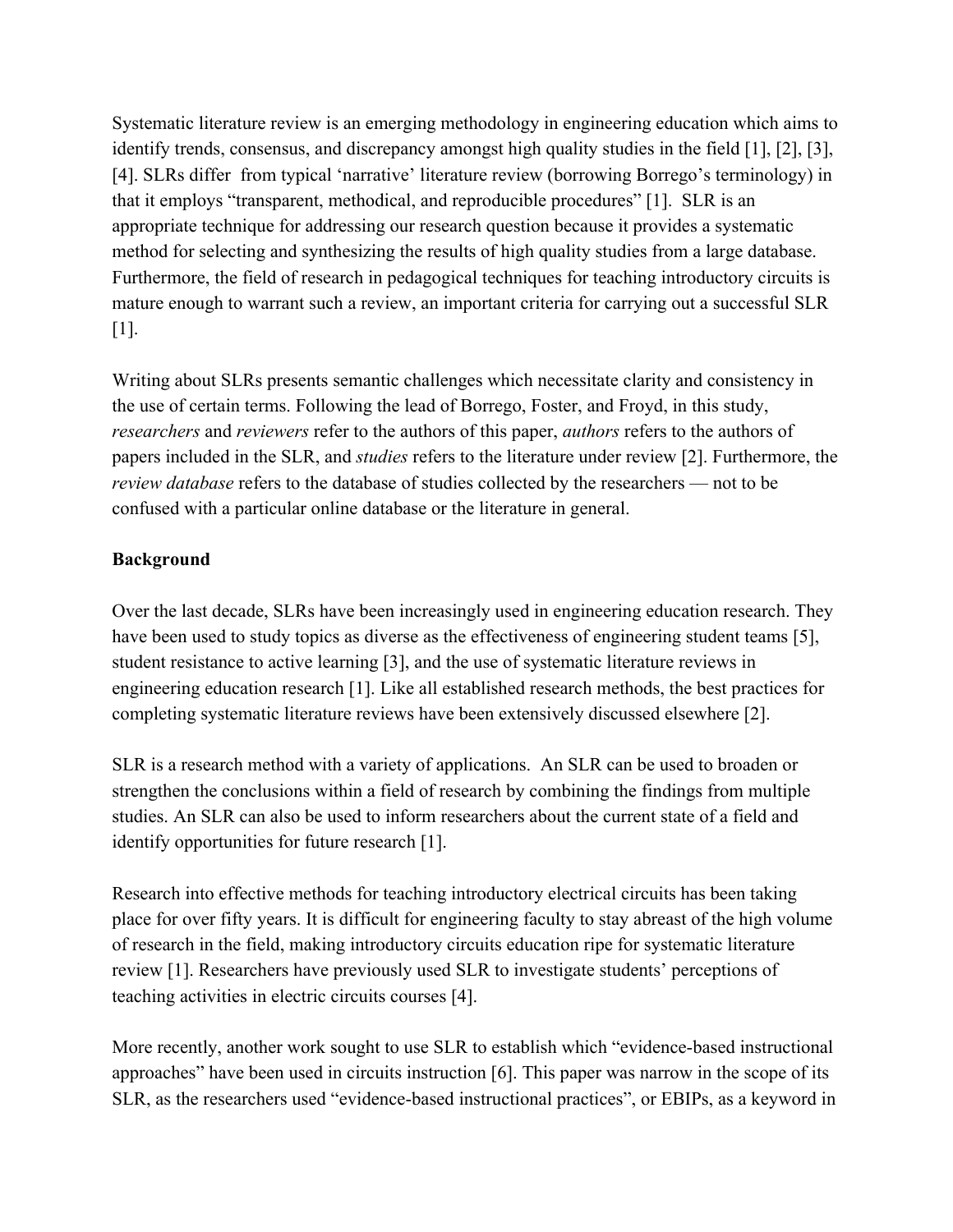Systematic literature review is an emerging methodology in engineering education which aims to identify trends, consensus, and discrepancy amongst high quality studies in the field [1], [2], [3], [4]. SLRs differ from typical 'narrative' literature review (borrowing Borrego's terminology) in that it employs "transparent, methodical, and reproducible procedures" [1]. SLR is an appropriate technique for addressing our research question because it provides a systematic method for selecting and synthesizing the results of high quality studies from a large database. Furthermore, the field of research in pedagogical techniques for teaching introductory circuits is mature enough to warrant such a review, an important criteria for carrying out a successful SLR [1].

Writing about SLRs presents semantic challenges which necessitate clarity and consistency in the use of certain terms. Following the lead of Borrego, Foster, and Froyd, in this study, *researchers* and *reviewers* refer to the authors of this paper, *authors* refers to the authors of papers included in the SLR, and *studies* refers to the literature under review [2]. Furthermore, the *review database* refers to the database of studies collected by the researchers — not to be confused with a particular online database or the literature in general.

**Background**

Over the last decade, SLRs have been increasingly used in engineering education research. They have been used to study topics as diverse as the effectiveness of engineering student teams [5], student resistance to active learning [3], and the use of systematic literature reviews in engineering education research [1]. Like all established research methods, the best practices for completing systematic literature reviews have been extensively discussed elsewhere [2].

SLR is a research method with a variety of applications. An SLR can be used to broaden or strengthen the conclusions within a field of research by combining the findings from multiple studies. An SLR can also be used to inform researchers about the current state of a field and identify opportunities for future research [1].

Research into effective methods for teaching introductory electrical circuits has been taking place for over fifty years. It is difficult for engineering faculty to stay abreast of the high volume of research in the field, making introductory circuits education ripe for systematic literature review [1]. Researchers have previously used SLR to investigate students' perceptions of teaching activities in electric circuits courses [4].

More recently, another work sought to use SLR to establish which "evidence-based instructional approaches" have been used in circuits instruction [6]. This paper was narrow in the scope of its SLR, as the researchers used "evidence-based instructional practices", or EBIPs, as a keyword in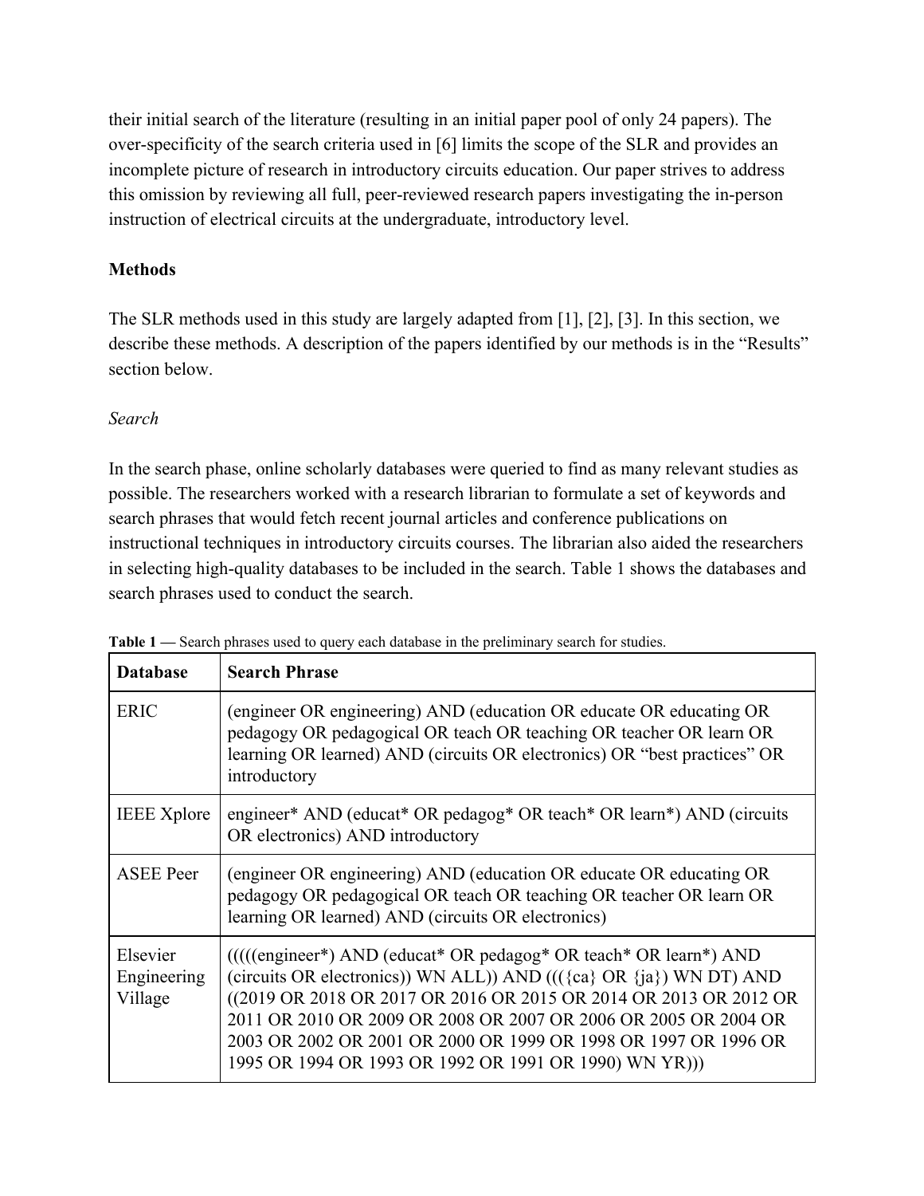their initial search of the literature (resulting in an initial paper pool of only 24 papers). The over-specificity of the search criteria used in [6] limits the scope of the SLR and provides an incomplete picture of research in introductory circuits education. Our paper strives to address this omission by reviewing all full, peer-reviewed research papers investigating the in-person instruction of electrical circuits at the undergraduate, introductory level.

## Methods

The SLR methods used in this study are largely adapted from [1], [2], [3]. In this section, we describe these methods. A description of the papers identified by our methods is in the "Results" section below.

### *Search*

In the search phase, online scholarly databases were queried to find as many relevant studies as possible. The researchers worked with a research librarian to formulate a set of keywords and search phrases that would fetch recent journal articles and conference publications on instructional techniques in introductory circuits courses. The librarian also aided the researchers in selecting high-quality databases to be included in the search. Table 1 shows the databases and search phrases used to conduct the search.

**Table 1 —** Search phrases used to query each database in the preliminary search for studies.

| Database | Search Phrase |
| --- | --- |
| ERIC | (engineer OR engineering) AND (education OR educate OR educating OR pedagogy OR pedagogical OR teach OR teaching OR teacher OR learn OR learning OR learned) AND (circuits OR electronics) OR "best practices" OR introductory |
| IEEE Xplore | engineer* AND (educat* OR pedagog* OR teach* OR learn*) AND (circuits OR electronics) AND introductory |
| ASEE Peer | (engineer OR engineering) AND (education OR educate OR educating OR pedagogy OR pedagogical OR teach OR teaching OR teacher OR learn OR learning OR learned) AND (circuits OR electronics) |
| Elsevier Engineering Village | (((((engineer*) AND (educat* OR pedagog* OR teach* OR learn*) AND (circuits OR electronics)) WN ALL)) AND ((({ca} OR {ja}) WN DT) AND ((2019 OR 2018 OR 2017 OR 2016 OR 2015 OR 2014 OR 2013 OR 2012 OR 2011 OR 2010 OR 2009 OR 2008 OR 2007 OR 2006 OR 2005 OR 2004 OR 2003 OR 2002 OR 2001 OR 2000 OR 1999 OR 1998 OR 1997 OR 1996 OR 1995 OR 1994 OR 1993 OR 1992 OR 1991 OR 1990) WN YR))) |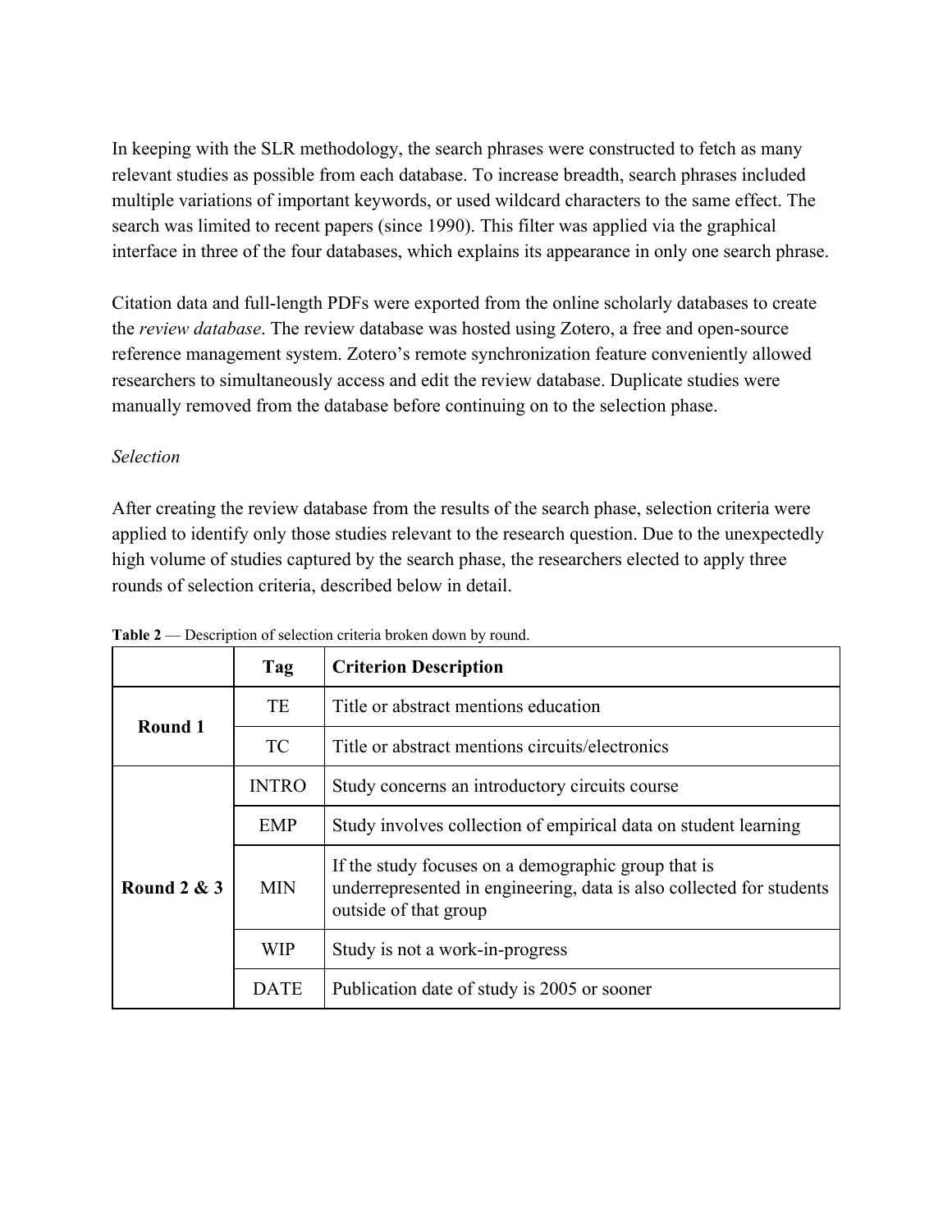In keeping with the SLR methodology, the search phrases were constructed to fetch as many relevant studies as possible from each database. To increase breadth, search phrases included multiple variations of important keywords, or used wildcard characters to the same effect. The search was limited to recent papers (since 1990). This filter was applied via the graphical interface in three of the four databases, which explains its appearance in only one search phrase.

Citation data and full-length PDFs were exported from the online scholarly databases to create the *review database*. The review database was hosted using Zotero, a free and open-source reference management system. Zotero's remote synchronization feature conveniently allowed researchers to simultaneously access and edit the review database. Duplicate studies were manually removed from the database before continuing on to the selection phase.

*Selection*

After creating the review database from the results of the search phase, selection criteria were applied to identify only those studies relevant to the research question. Due to the unexpectedly high volume of studies captured by the search phase, the researchers elected to apply three rounds of selection criteria, described below in detail.

**Table 2** — Description of selection criteria broken down by round.

| | Tag | Criterion Description |
|---|---|---|
| **Round 1** | TE | Title or abstract mentions education |
| | TC | Title or abstract mentions circuits/electronics |
| **Round 2 & 3** | INTRO | Study concerns an introductory circuits course |
| | EMP | Study involves collection of empirical data on student learning |
| | MIN | If the study focuses on a demographic group that is underrepresented in engineering, data is also collected for students outside of that group |
| | WIP | Study is not a work-in-progress |
| | DATE | Publication date of study is 2005 or sooner |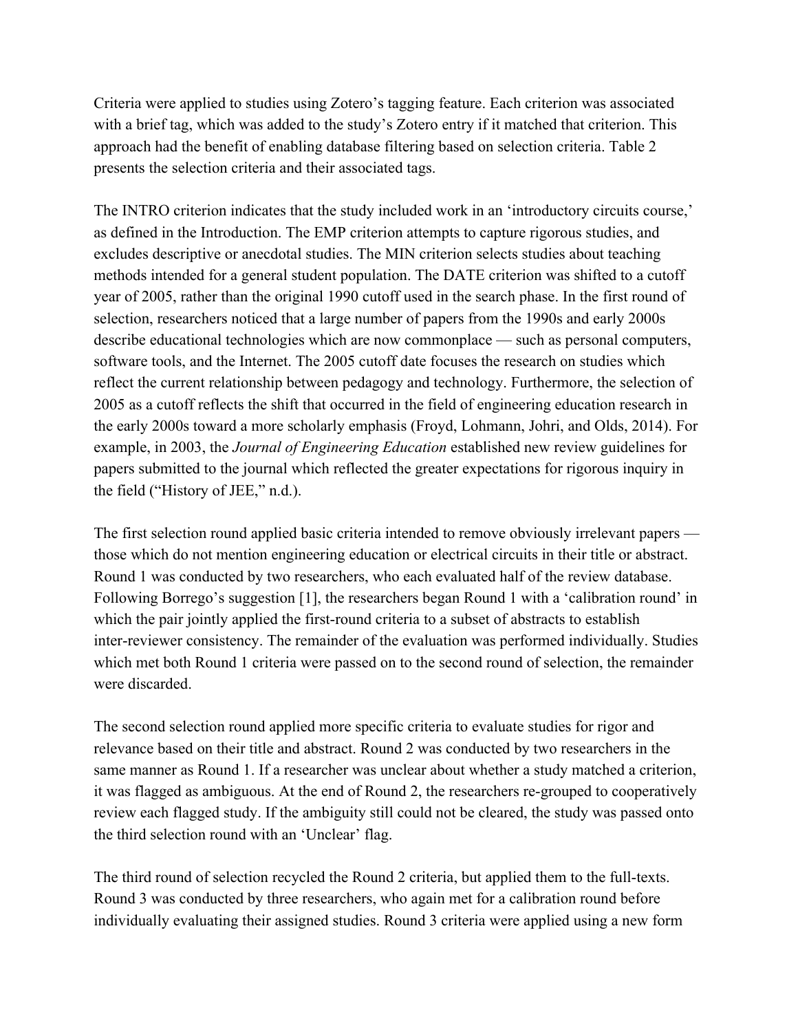Criteria were applied to studies using Zotero's tagging feature. Each criterion was associated with a brief tag, which was added to the study's Zotero entry if it matched that criterion. This approach had the benefit of enabling database filtering based on selection criteria. Table 2 presents the selection criteria and their associated tags.

The INTRO criterion indicates that the study included work in an 'introductory circuits course,' as defined in the Introduction. The EMP criterion attempts to capture rigorous studies, and excludes descriptive or anecdotal studies. The MIN criterion selects studies about teaching methods intended for a general student population. The DATE criterion was shifted to a cutoff year of 2005, rather than the original 1990 cutoff used in the search phase. In the first round of selection, researchers noticed that a large number of papers from the 1990s and early 2000s describe educational technologies which are now commonplace — such as personal computers, software tools, and the Internet. The 2005 cutoff date focuses the research on studies which reflect the current relationship between pedagogy and technology. Furthermore, the selection of 2005 as a cutoff reflects the shift that occurred in the field of engineering education research in the early 2000s toward a more scholarly emphasis (Froyd, Lohmann, Johri, and Olds, 2014). For example, in 2003, the *Journal of Engineering Education* established new review guidelines for papers submitted to the journal which reflected the greater expectations for rigorous inquiry in the field ("History of JEE," n.d.).

The first selection round applied basic criteria intended to remove obviously irrelevant papers — those which do not mention engineering education or electrical circuits in their title or abstract. Round 1 was conducted by two researchers, who each evaluated half of the review database. Following Borrego's suggestion [1], the researchers began Round 1 with a 'calibration round' in which the pair jointly applied the first-round criteria to a subset of abstracts to establish inter-reviewer consistency. The remainder of the evaluation was performed individually. Studies which met both Round 1 criteria were passed on to the second round of selection, the remainder were discarded.

The second selection round applied more specific criteria to evaluate studies for rigor and relevance based on their title and abstract. Round 2 was conducted by two researchers in the same manner as Round 1. If a researcher was unclear about whether a study matched a criterion, it was flagged as ambiguous. At the end of Round 2, the researchers re-grouped to cooperatively review each flagged study. If the ambiguity still could not be cleared, the study was passed onto the third selection round with an 'Unclear' flag.

The third round of selection recycled the Round 2 criteria, but applied them to the full-texts. Round 3 was conducted by three researchers, who again met for a calibration round before individually evaluating their assigned studies. Round 3 criteria were applied using a new form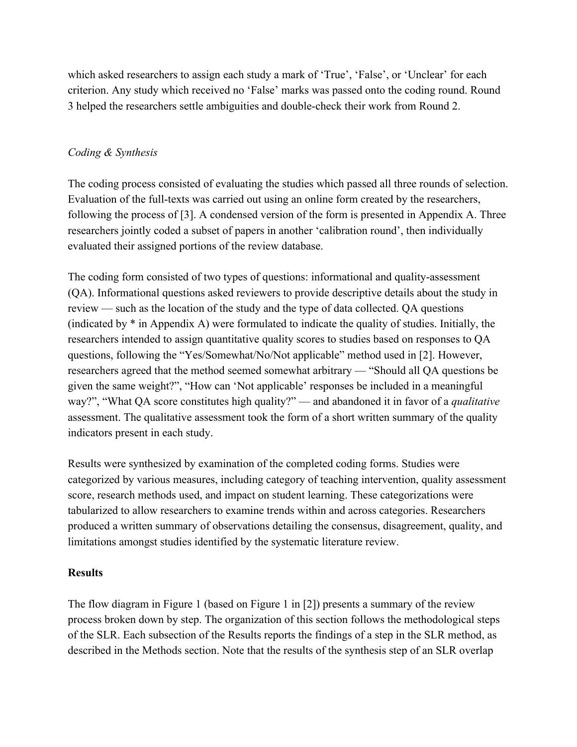which asked researchers to assign each study a mark of 'True', 'False', or 'Unclear' for each criterion. Any study which received no 'False' marks was passed onto the coding round. Round 3 helped the researchers settle ambiguities and double-check their work from Round 2.

*Coding & Synthesis*

The coding process consisted of evaluating the studies which passed all three rounds of selection. Evaluation of the full-texts was carried out using an online form created by the researchers, following the process of [3]. A condensed version of the form is presented in Appendix A. Three researchers jointly coded a subset of papers in another 'calibration round', then individually evaluated their assigned portions of the review database.

The coding form consisted of two types of questions: informational and quality-assessment (QA). Informational questions asked reviewers to provide descriptive details about the study in review — such as the location of the study and the type of data collected. QA questions (indicated by * in Appendix A) were formulated to indicate the quality of studies. Initially, the researchers intended to assign quantitative quality scores to studies based on responses to QA questions, following the "Yes/Somewhat/No/Not applicable" method used in [2]. However, researchers agreed that the method seemed somewhat arbitrary — "Should all QA questions be given the same weight?", "How can 'Not applicable' responses be included in a meaningful way?", "What QA score constitutes high quality?" — and abandoned it in favor of a *qualitative* assessment. The qualitative assessment took the form of a short written summary of the quality indicators present in each study.

Results were synthesized by examination of the completed coding forms. Studies were categorized by various measures, including category of teaching intervention, quality assessment score, research methods used, and impact on student learning. These categorizations were tabularized to allow researchers to examine trends within and across categories. Researchers produced a written summary of observations detailing the consensus, disagreement, quality, and limitations amongst studies identified by the systematic literature review.

**Results**

The flow diagram in Figure 1 (based on Figure 1 in [2]) presents a summary of the review process broken down by step. The organization of this section follows the methodological steps of the SLR. Each subsection of the Results reports the findings of a step in the SLR method, as described in the Methods section. Note that the results of the synthesis step of an SLR overlap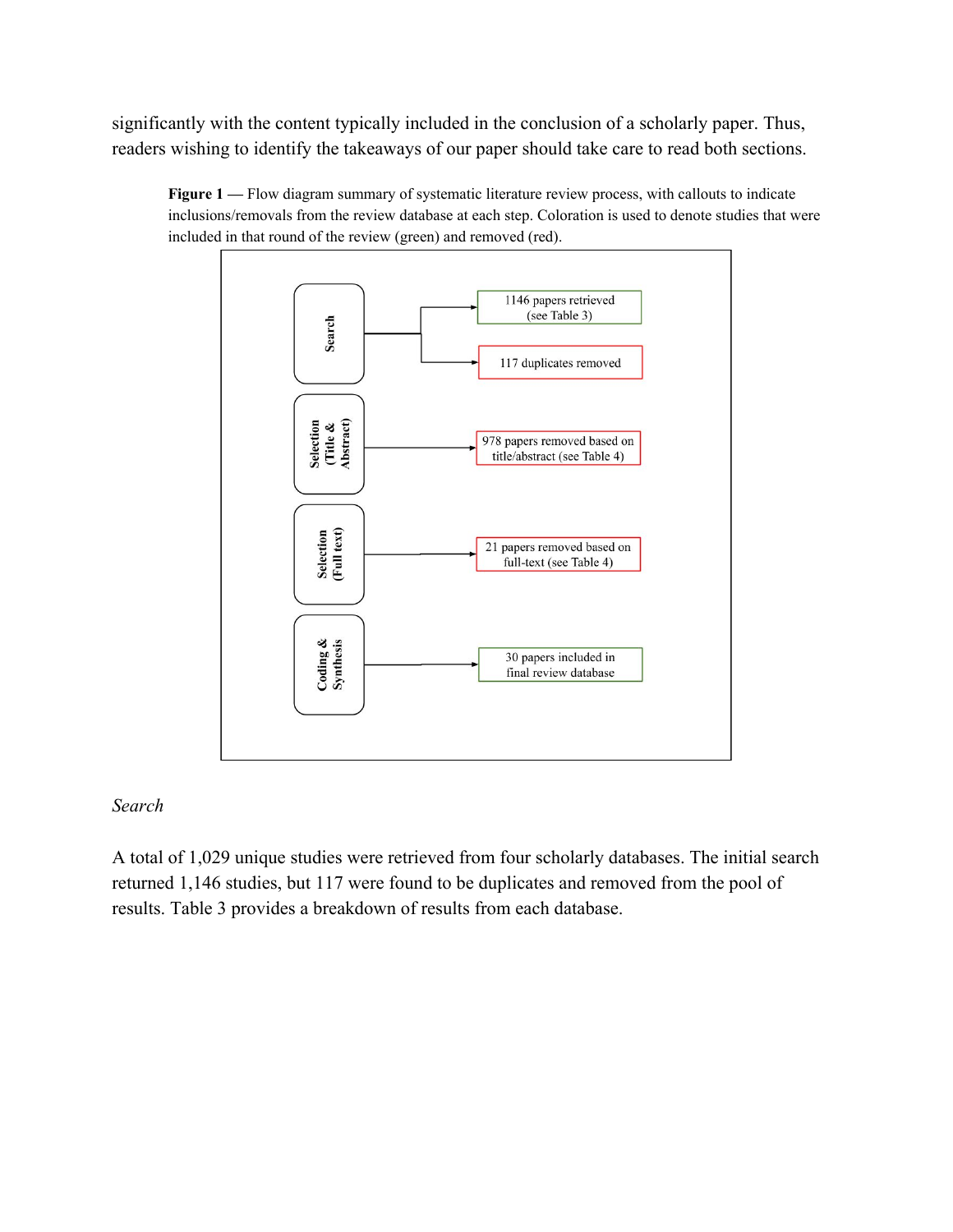significantly with the content typically included in the conclusion of a scholarly paper. Thus, readers wishing to identify the takeaways of our paper should take care to read both sections.

**Figure 1** — Flow diagram summary of systematic literature review process, with callouts to indicate inclusions/removals from the review database at each step. Coloration is used to denote studies that were included in that round of the review (green) and removed (red).

Search

1146 papers retrieved (see Table 3)

117 duplicates removed

Selection (Title & Abstract)

978 papers removed based on title/abstract (see Table 4)

Selection (Full text)

21 papers removed based on full-text (see Table 4)

Coding & Synthesis

30 papers included in final review database

*Search*

A total of 1,029 unique studies were retrieved from four scholarly databases. The initial search returned 1,146 studies, but 117 were found to be duplicates and removed from the pool of results. Table 3 provides a breakdown of results from each database.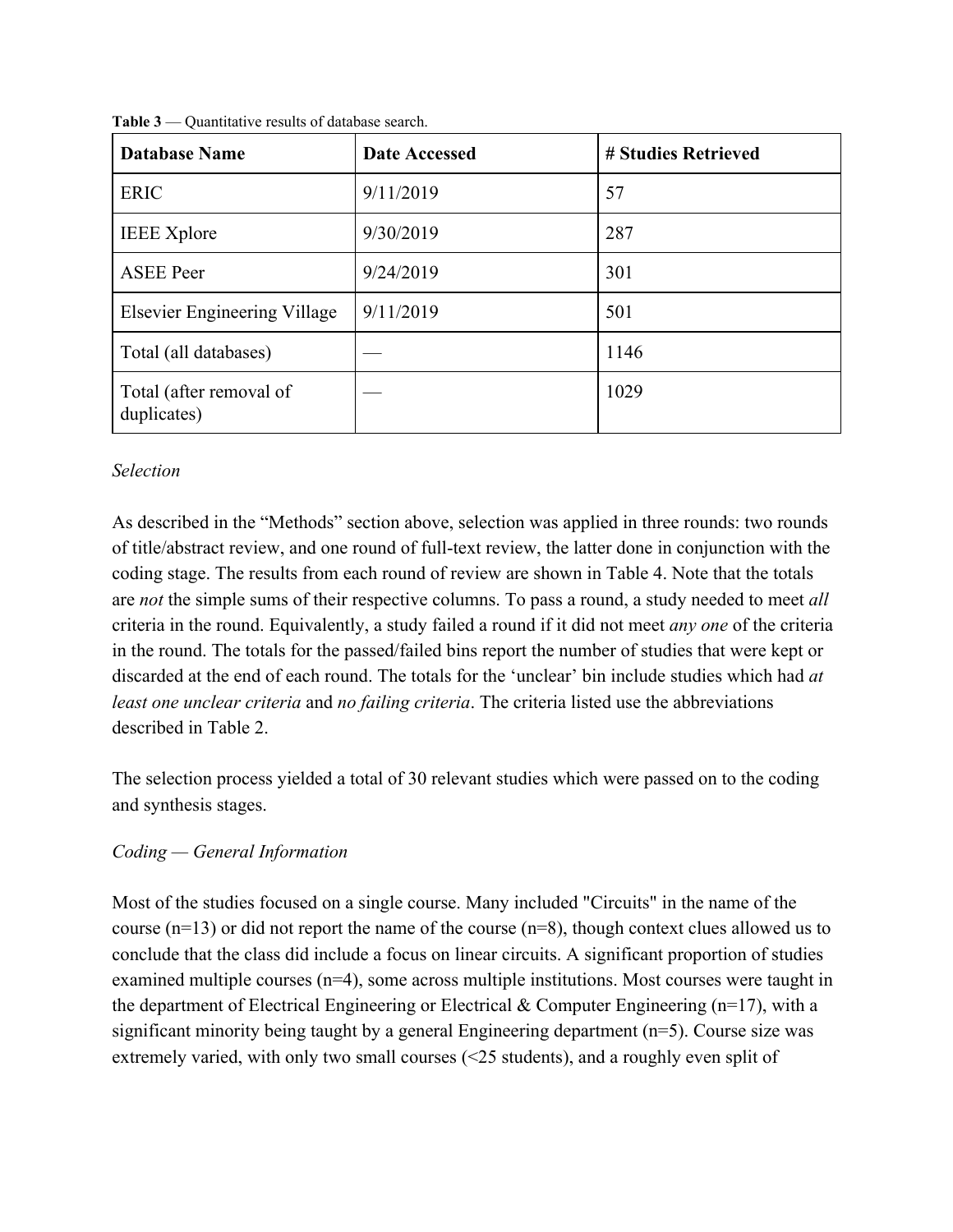**Table 3** — Quantitative results of database search.

| Database Name | Date Accessed | # Studies Retrieved |
|---|---|---|
| ERIC | 9/11/2019 | 57 |
| IEEE Xplore | 9/30/2019 | 287 |
| ASEE Peer | 9/24/2019 | 301 |
| Elsevier Engineering Village | 9/11/2019 | 501 |
| Total (all databases) | — | 1146 |
| Total (after removal of duplicates) | — | 1029 |

*Selection*

As described in the "Methods" section above, selection was applied in three rounds: two rounds of title/abstract review, and one round of full-text review, the latter done in conjunction with the coding stage. The results from each round of review are shown in Table 4. Note that the totals are *not* the simple sums of their respective columns. To pass a round, a study needed to meet *all* criteria in the round. Equivalently, a study failed a round if it did not meet *any one* of the criteria in the round. The totals for the passed/failed bins report the number of studies that were kept or discarded at the end of each round. The totals for the 'unclear' bin include studies which had *at least one unclear criteria* and *no failing criteria*. The criteria listed use the abbreviations described in Table 2.

The selection process yielded a total of 30 relevant studies which were passed on to the coding and synthesis stages.

*Coding — General Information*

Most of the studies focused on a single course. Many included "Circuits" in the name of the course (n=13) or did not report the name of the course (n=8), though context clues allowed us to conclude that the class did include a focus on linear circuits. A significant proportion of studies examined multiple courses (n=4), some across multiple institutions. Most courses were taught in the department of Electrical Engineering or Electrical & Computer Engineering (n=17), with a significant minority being taught by a general Engineering department (n=5). Course size was extremely varied, with only two small courses (<25 students), and a roughly even split of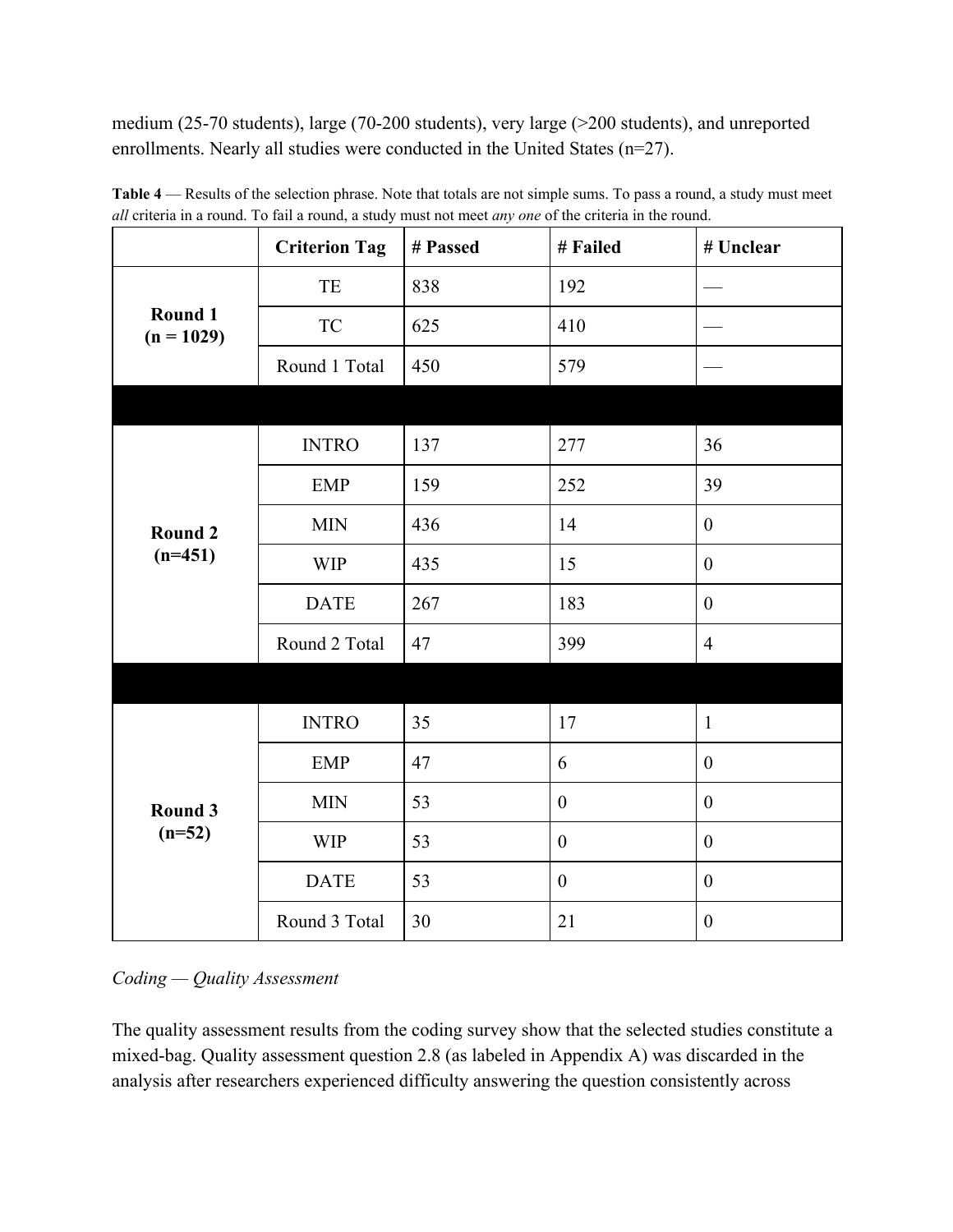medium (25-70 students), large (70-200 students), very large (>200 students), and unreported enrollments. Nearly all studies were conducted in the United States (n=27).

**Table 4** — Results of the selection phrase. Note that totals are not simple sums. To pass a round, a study must meet *all* criteria in a round. To fail a round, a study must not meet *any one* of the criteria in the round.

| | Criterion Tag | # Passed | # Failed | # Unclear |
|---|---|---|---|---|
| **Round 1 (n = 1029)** | TE | 838 | 192 | — |
| | TC | 625 | 410 | — |
| | Round 1 Total | 450 | 579 | — |
| | | | | |
| **Round 2 (n=451)** | INTRO | 137 | 277 | 36 |
| | EMP | 159 | 252 | 39 |
| | MIN | 436 | 14 | 0 |
| | WIP | 435 | 15 | 0 |
| | DATE | 267 | 183 | 0 |
| | Round 2 Total | 47 | 399 | 4 |
| | | | | |
| **Round 3 (n=52)** | INTRO | 35 | 17 | 1 |
| | EMP | 47 | 6 | 0 |
| | MIN | 53 | 0 | 0 |
| | WIP | 53 | 0 | 0 |
| | DATE | 53 | 0 | 0 |
| | Round 3 Total | 30 | 21 | 0 |

*Coding — Quality Assessment*

The quality assessment results from the coding survey show that the selected studies constitute a mixed-bag. Quality assessment question 2.8 (as labeled in Appendix A) was discarded in the analysis after researchers experienced difficulty answering the question consistently across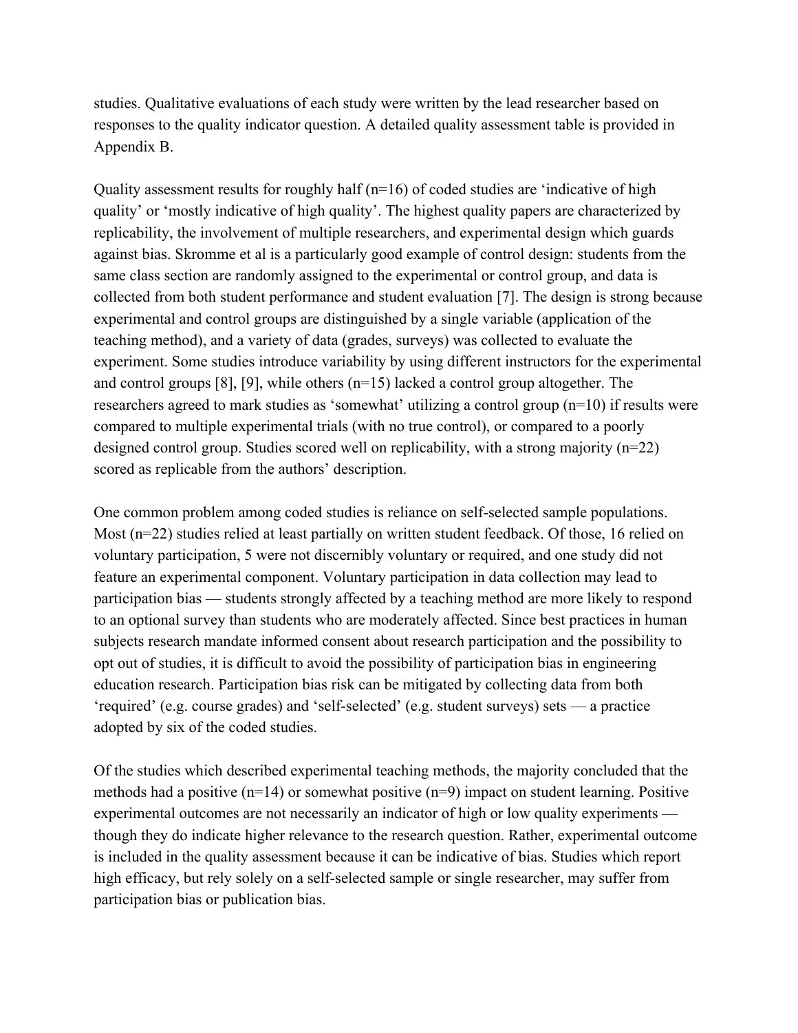studies. Qualitative evaluations of each study were written by the lead researcher based on responses to the quality indicator question. A detailed quality assessment table is provided in Appendix B.

Quality assessment results for roughly half (n=16) of coded studies are 'indicative of high quality' or 'mostly indicative of high quality'. The highest quality papers are characterized by replicability, the involvement of multiple researchers, and experimental design which guards against bias. Skromme et al is a particularly good example of control design: students from the same class section are randomly assigned to the experimental or control group, and data is collected from both student performance and student evaluation [7]. The design is strong because experimental and control groups are distinguished by a single variable (application of the teaching method), and a variety of data (grades, surveys) was collected to evaluate the experiment. Some studies introduce variability by using different instructors for the experimental and control groups [8], [9], while others (n=15) lacked a control group altogether. The researchers agreed to mark studies as 'somewhat' utilizing a control group (n=10) if results were compared to multiple experimental trials (with no true control), or compared to a poorly designed control group. Studies scored well on replicability, with a strong majority (n=22) scored as replicable from the authors' description.

One common problem among coded studies is reliance on self-selected sample populations. Most (n=22) studies relied at least partially on written student feedback. Of those, 16 relied on voluntary participation, 5 were not discernibly voluntary or required, and one study did not feature an experimental component. Voluntary participation in data collection may lead to participation bias — students strongly affected by a teaching method are more likely to respond to an optional survey than students who are moderately affected. Since best practices in human subjects research mandate informed consent about research participation and the possibility to opt out of studies, it is difficult to avoid the possibility of participation bias in engineering education research. Participation bias risk can be mitigated by collecting data from both 'required' (e.g. course grades) and 'self-selected' (e.g. student surveys) sets — a practice adopted by six of the coded studies.

Of the studies which described experimental teaching methods, the majority concluded that the methods had a positive (n=14) or somewhat positive (n=9) impact on student learning. Positive experimental outcomes are not necessarily an indicator of high or low quality experiments — though they do indicate higher relevance to the research question. Rather, experimental outcome is included in the quality assessment because it can be indicative of bias. Studies which report high efficacy, but rely solely on a self-selected sample or single researcher, may suffer from participation bias or publication bias.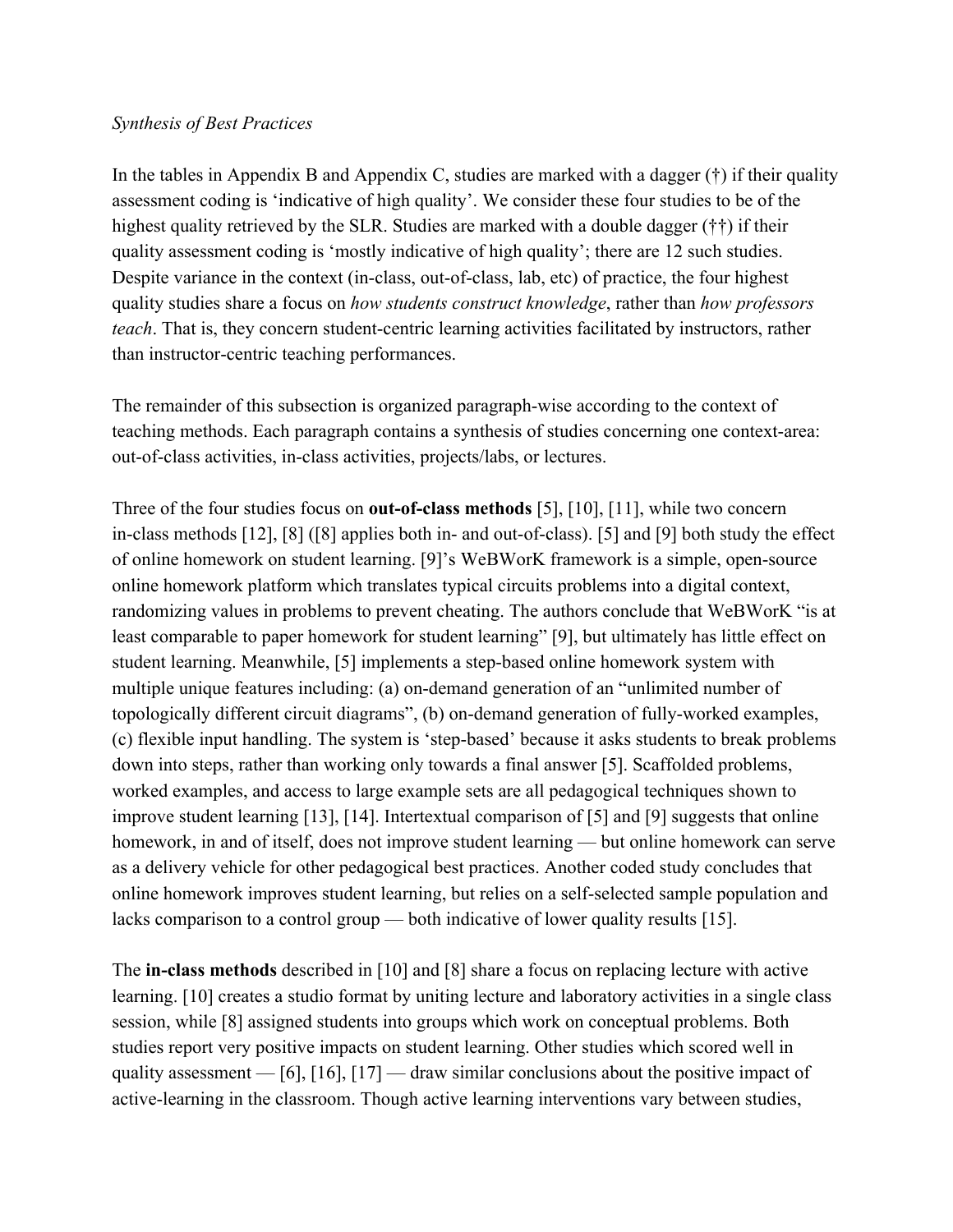*Synthesis of Best Practices*

In the tables in Appendix B and Appendix C, studies are marked with a dagger (†) if their quality assessment coding is 'indicative of high quality'. We consider these four studies to be of the highest quality retrieved by the SLR. Studies are marked with a double dagger (††) if their quality assessment coding is 'mostly indicative of high quality'; there are 12 such studies. Despite variance in the context (in-class, out-of-class, lab, etc) of practice, the four highest quality studies share a focus on *how students construct knowledge*, rather than *how professors teach*. That is, they concern student-centric learning activities facilitated by instructors, rather than instructor-centric teaching performances.

The remainder of this subsection is organized paragraph-wise according to the context of teaching methods. Each paragraph contains a synthesis of studies concerning one context-area: out-of-class activities, in-class activities, projects/labs, or lectures.

Three of the four studies focus on **out-of-class methods** [5], [10], [11], while two concern in-class methods [12], [8] ([8] applies both in- and out-of-class). [5] and [9] both study the effect of online homework on student learning. [9]'s WeBWorK framework is a simple, open-source online homework platform which translates typical circuits problems into a digital context, randomizing values in problems to prevent cheating. The authors conclude that WeBWorK "is at least comparable to paper homework for student learning" [9], but ultimately has little effect on student learning. Meanwhile, [5] implements a step-based online homework system with multiple unique features including: (a) on-demand generation of an "unlimited number of topologically different circuit diagrams", (b) on-demand generation of fully-worked examples, (c) flexible input handling. The system is 'step-based' because it asks students to break problems down into steps, rather than working only towards a final answer [5]. Scaffolded problems, worked examples, and access to large example sets are all pedagogical techniques shown to improve student learning [13], [14]. Intertextual comparison of [5] and [9] suggests that online homework, in and of itself, does not improve student learning — but online homework can serve as a delivery vehicle for other pedagogical best practices. Another coded study concludes that online homework improves student learning, but relies on a self-selected sample population and lacks comparison to a control group — both indicative of lower quality results [15].

The **in-class methods** described in [10] and [8] share a focus on replacing lecture with active learning. [10] creates a studio format by uniting lecture and laboratory activities in a single class session, while [8] assigned students into groups which work on conceptual problems. Both studies report very positive impacts on student learning. Other studies which scored well in quality assessment — [6], [16], [17] — draw similar conclusions about the positive impact of active-learning in the classroom. Though active learning interventions vary between studies,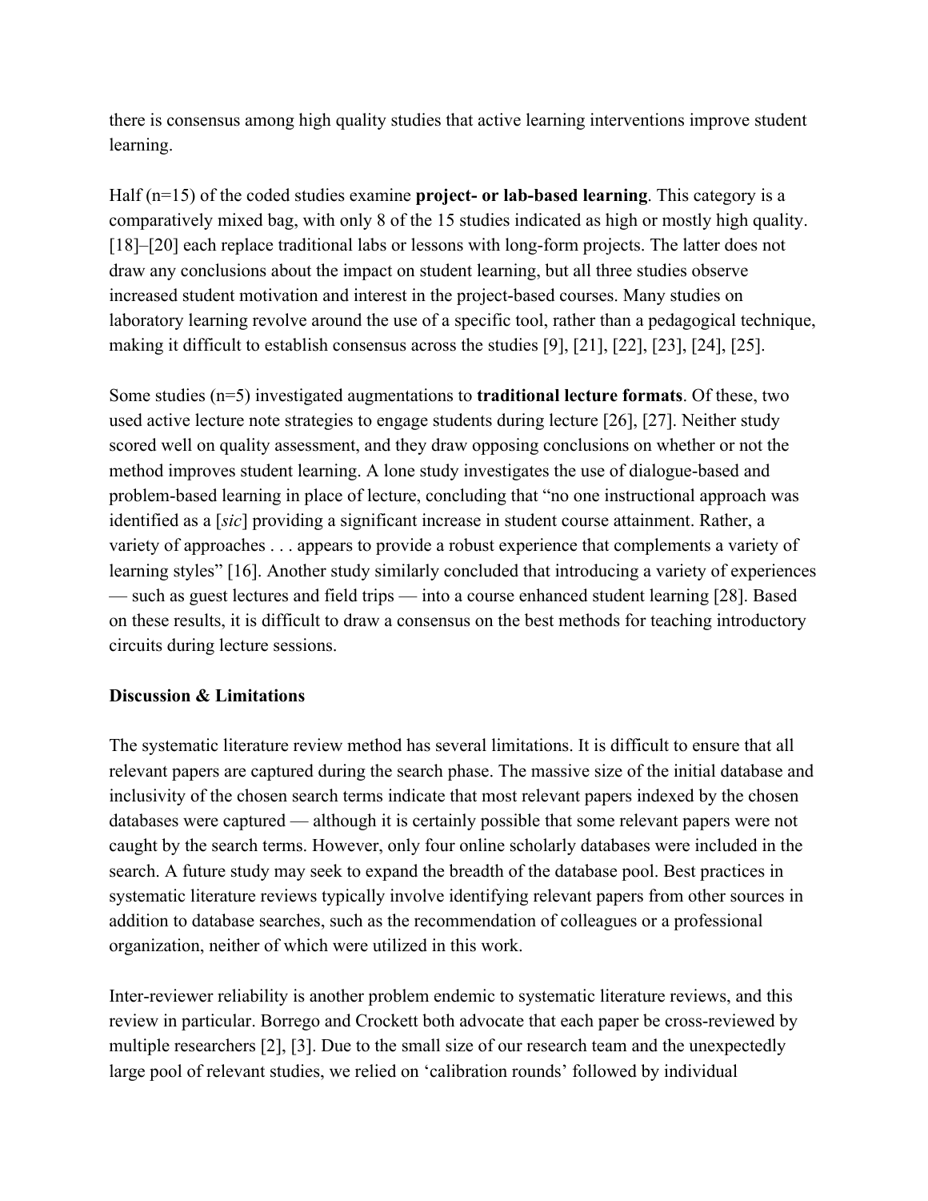there is consensus among high quality studies that active learning interventions improve student learning.

Half (n=15) of the coded studies examine **project- or lab-based learning**. This category is a comparatively mixed bag, with only 8 of the 15 studies indicated as high or mostly high quality. [18]–[20] each replace traditional labs or lessons with long-form projects. The latter does not draw any conclusions about the impact on student learning, but all three studies observe increased student motivation and interest in the project-based courses. Many studies on laboratory learning revolve around the use of a specific tool, rather than a pedagogical technique, making it difficult to establish consensus across the studies [9], [21], [22], [23], [24], [25].

Some studies (n=5) investigated augmentations to **traditional lecture formats**. Of these, two used active lecture note strategies to engage students during lecture [26], [27]. Neither study scored well on quality assessment, and they draw opposing conclusions on whether or not the method improves student learning. A lone study investigates the use of dialogue-based and problem-based learning in place of lecture, concluding that "no one instructional approach was identified as a [*sic*] providing a significant increase in student course attainment. Rather, a variety of approaches . . . appears to provide a robust experience that complements a variety of learning styles" [16]. Another study similarly concluded that introducing a variety of experiences — such as guest lectures and field trips — into a course enhanced student learning [28]. Based on these results, it is difficult to draw a consensus on the best methods for teaching introductory circuits during lecture sessions.

**Discussion & Limitations**

The systematic literature review method has several limitations. It is difficult to ensure that all relevant papers are captured during the search phase. The massive size of the initial database and inclusivity of the chosen search terms indicate that most relevant papers indexed by the chosen databases were captured — although it is certainly possible that some relevant papers were not caught by the search terms. However, only four online scholarly databases were included in the search. A future study may seek to expand the breadth of the database pool. Best practices in systematic literature reviews typically involve identifying relevant papers from other sources in addition to database searches, such as the recommendation of colleagues or a professional organization, neither of which were utilized in this work.

Inter-reviewer reliability is another problem endemic to systematic literature reviews, and this review in particular. Borrego and Crockett both advocate that each paper be cross-reviewed by multiple researchers [2], [3]. Due to the small size of our research team and the unexpectedly large pool of relevant studies, we relied on 'calibration rounds' followed by individual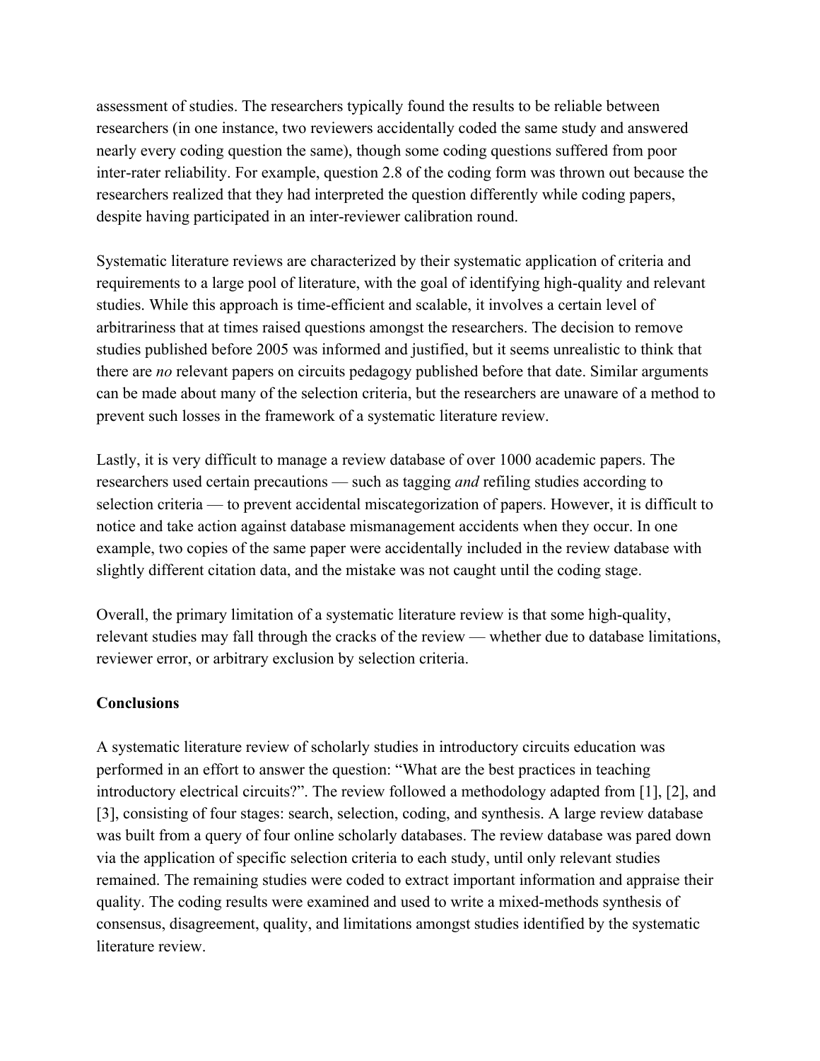assessment of studies. The researchers typically found the results to be reliable between researchers (in one instance, two reviewers accidentally coded the same study and answered nearly every coding question the same), though some coding questions suffered from poor inter-rater reliability. For example, question 2.8 of the coding form was thrown out because the researchers realized that they had interpreted the question differently while coding papers, despite having participated in an inter-reviewer calibration round.

Systematic literature reviews are characterized by their systematic application of criteria and requirements to a large pool of literature, with the goal of identifying high-quality and relevant studies. While this approach is time-efficient and scalable, it involves a certain level of arbitrariness that at times raised questions amongst the researchers. The decision to remove studies published before 2005 was informed and justified, but it seems unrealistic to think that there are *no* relevant papers on circuits pedagogy published before that date. Similar arguments can be made about many of the selection criteria, but the researchers are unaware of a method to prevent such losses in the framework of a systematic literature review.

Lastly, it is very difficult to manage a review database of over 1000 academic papers. The researchers used certain precautions — such as tagging *and* refiling studies according to selection criteria — to prevent accidental miscategorization of papers. However, it is difficult to notice and take action against database mismanagement accidents when they occur. In one example, two copies of the same paper were accidentally included in the review database with slightly different citation data, and the mistake was not caught until the coding stage.

Overall, the primary limitation of a systematic literature review is that some high-quality, relevant studies may fall through the cracks of the review — whether due to database limitations, reviewer error, or arbitrary exclusion by selection criteria.

**Conclusions**

A systematic literature review of scholarly studies in introductory circuits education was performed in an effort to answer the question: "What are the best practices in teaching introductory electrical circuits?". The review followed a methodology adapted from [1], [2], and [3], consisting of four stages: search, selection, coding, and synthesis. A large review database was built from a query of four online scholarly databases. The review database was pared down via the application of specific selection criteria to each study, until only relevant studies remained. The remaining studies were coded to extract important information and appraise their quality. The coding results were examined and used to write a mixed-methods synthesis of consensus, disagreement, quality, and limitations amongst studies identified by the systematic literature review.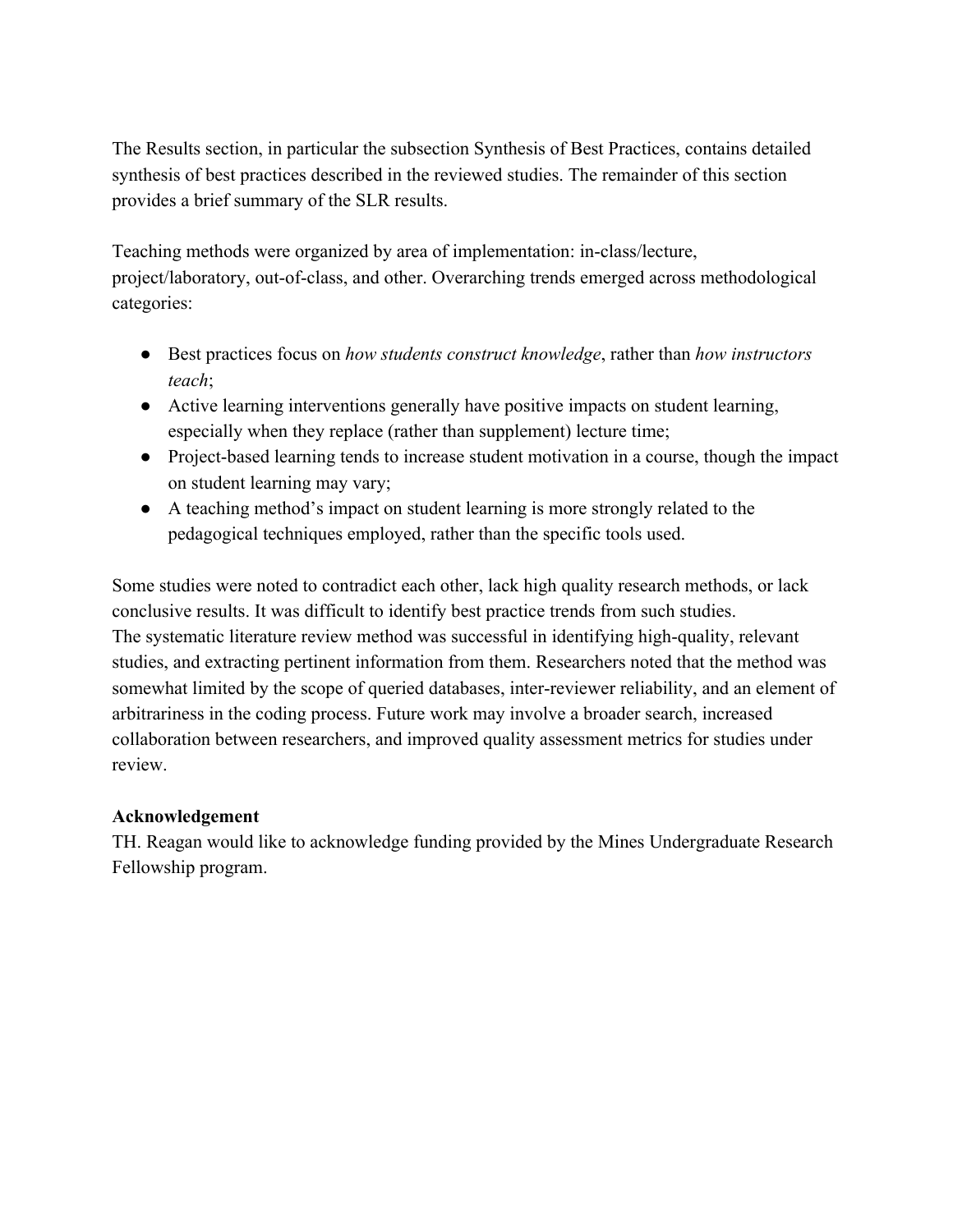The Results section, in particular the subsection Synthesis of Best Practices, contains detailed synthesis of best practices described in the reviewed studies. The remainder of this section provides a brief summary of the SLR results.

Teaching methods were organized by area of implementation: in-class/lecture, project/laboratory, out-of-class, and other. Overarching trends emerged across methodological categories:

- Best practices focus on *how students construct knowledge*, rather than *how instructors teach*;
- Active learning interventions generally have positive impacts on student learning, especially when they replace (rather than supplement) lecture time;
- Project-based learning tends to increase student motivation in a course, though the impact on student learning may vary;
- A teaching method's impact on student learning is more strongly related to the pedagogical techniques employed, rather than the specific tools used.

Some studies were noted to contradict each other, lack high quality research methods, or lack conclusive results. It was difficult to identify best practice trends from such studies.
The systematic literature review method was successful in identifying high-quality, relevant studies, and extracting pertinent information from them. Researchers noted that the method was somewhat limited by the scope of queried databases, inter-reviewer reliability, and an element of arbitrariness in the coding process. Future work may involve a broader search, increased collaboration between researchers, and improved quality assessment metrics for studies under review.

**Acknowledgement**

TH. Reagan would like to acknowledge funding provided by the Mines Undergraduate Research Fellowship program.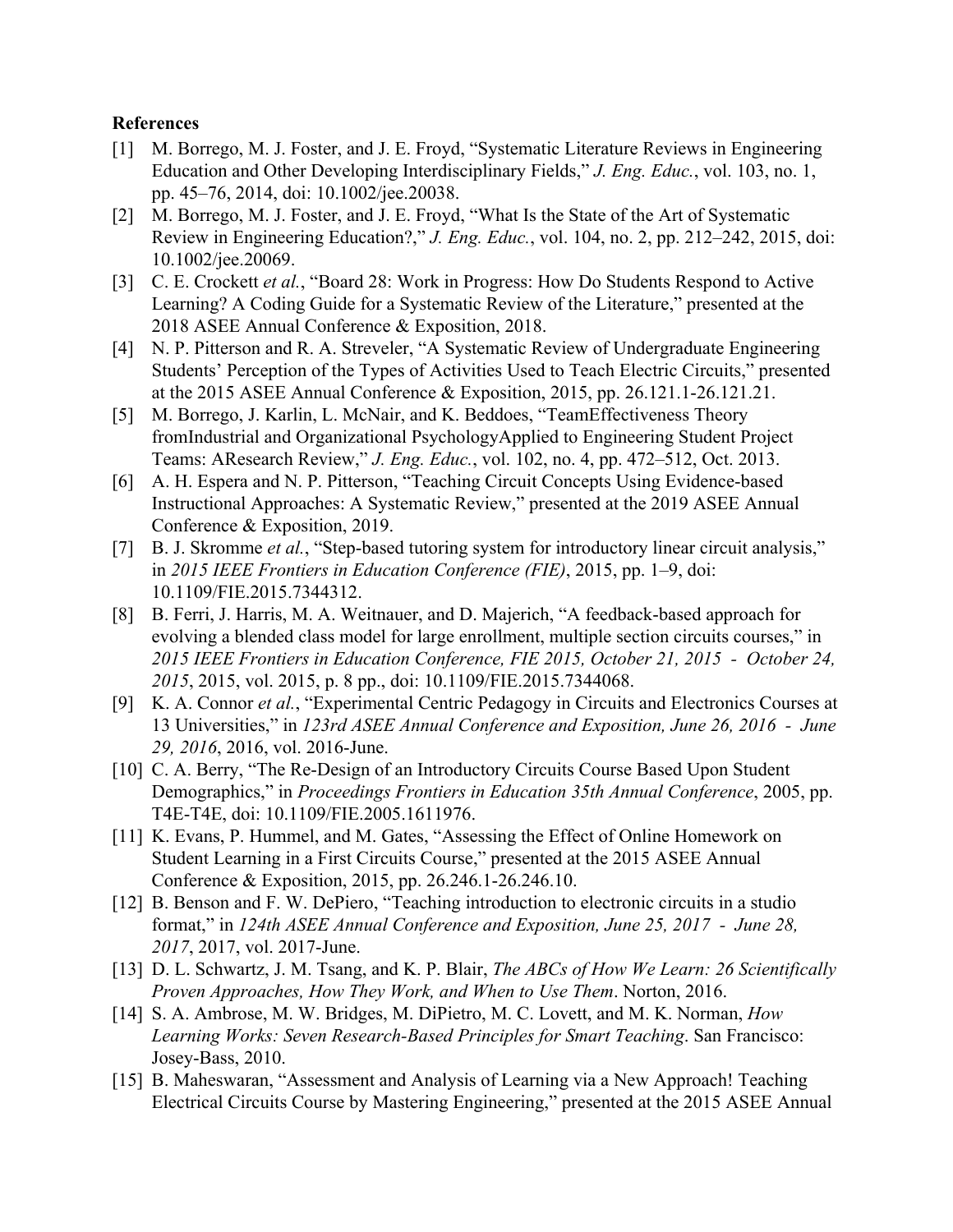**References**

[1] M. Borrego, M. J. Foster, and J. E. Froyd, "Systematic Literature Reviews in Engineering Education and Other Developing Interdisciplinary Fields," *J. Eng. Educ.*, vol. 103, no. 1, pp. 45–76, 2014, doi: 10.1002/jee.20038.

[2] M. Borrego, M. J. Foster, and J. E. Froyd, "What Is the State of the Art of Systematic Review in Engineering Education?," *J. Eng. Educ.*, vol. 104, no. 2, pp. 212–242, 2015, doi: 10.1002/jee.20069.

[3] C. E. Crockett *et al.*, "Board 28: Work in Progress: How Do Students Respond to Active Learning? A Coding Guide for a Systematic Review of the Literature," presented at the 2018 ASEE Annual Conference & Exposition, 2018.

[4] N. P. Pitterson and R. A. Streveler, "A Systematic Review of Undergraduate Engineering Students' Perception of the Types of Activities Used to Teach Electric Circuits," presented at the 2015 ASEE Annual Conference & Exposition, 2015, pp. 26.121.1-26.121.21.

[5] M. Borrego, J. Karlin, L. McNair, and K. Beddoes, "TeamEffectiveness Theory fromIndustrial and Organizational PsychologyApplied to Engineering Student Project Teams: AResearch Review," *J. Eng. Educ.*, vol. 102, no. 4, pp. 472–512, Oct. 2013.

[6] A. H. Espera and N. P. Pitterson, "Teaching Circuit Concepts Using Evidence-based Instructional Approaches: A Systematic Review," presented at the 2019 ASEE Annual Conference & Exposition, 2019.

[7] B. J. Skromme *et al.*, "Step-based tutoring system for introductory linear circuit analysis," in *2015 IEEE Frontiers in Education Conference (FIE)*, 2015, pp. 1–9, doi: 10.1109/FIE.2015.7344312.

[8] B. Ferri, J. Harris, M. A. Weitnauer, and D. Majerich, "A feedback-based approach for evolving a blended class model for large enrollment, multiple section circuits courses," in *2015 IEEE Frontiers in Education Conference, FIE 2015, October 21, 2015 - October 24, 2015*, 2015, vol. 2015, p. 8 pp., doi: 10.1109/FIE.2015.7344068.

[9] K. A. Connor *et al.*, "Experimental Centric Pedagogy in Circuits and Electronics Courses at 13 Universities," in *123rd ASEE Annual Conference and Exposition, June 26, 2016 - June 29, 2016*, 2016, vol. 2016-June.

[10] C. A. Berry, "The Re-Design of an Introductory Circuits Course Based Upon Student Demographics," in *Proceedings Frontiers in Education 35th Annual Conference*, 2005, pp. T4E-T4E, doi: 10.1109/FIE.2005.1611976.

[11] K. Evans, P. Hummel, and M. Gates, "Assessing the Effect of Online Homework on Student Learning in a First Circuits Course," presented at the 2015 ASEE Annual Conference & Exposition, 2015, pp. 26.246.1-26.246.10.

[12] B. Benson and F. W. DePiero, "Teaching introduction to electronic circuits in a studio format," in *124th ASEE Annual Conference and Exposition, June 25, 2017 - June 28, 2017*, 2017, vol. 2017-June.

[13] D. L. Schwartz, J. M. Tsang, and K. P. Blair, *The ABCs of How We Learn: 26 Scientifically Proven Approaches, How They Work, and When to Use Them*. Norton, 2016.

[14] S. A. Ambrose, M. W. Bridges, M. DiPietro, M. C. Lovett, and M. K. Norman, *How Learning Works: Seven Research-Based Principles for Smart Teaching*. San Francisco: Josey-Bass, 2010.

[15] B. Maheswaran, "Assessment and Analysis of Learning via a New Approach! Teaching Electrical Circuits Course by Mastering Engineering," presented at the 2015 ASEE Annual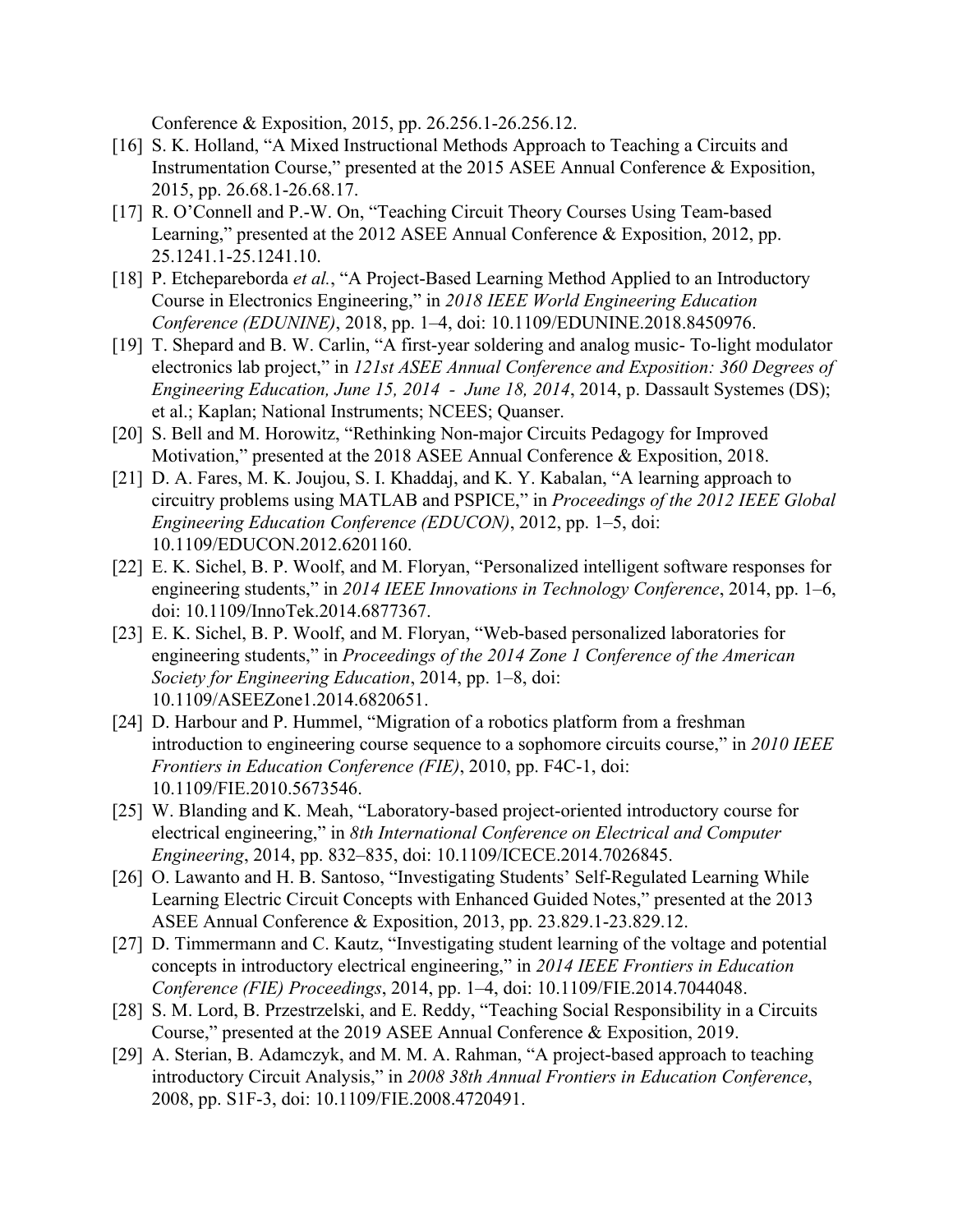Conference & Exposition, 2015, pp. 26.256.1-26.256.12.

[16] S. K. Holland, "A Mixed Instructional Methods Approach to Teaching a Circuits and Instrumentation Course," presented at the 2015 ASEE Annual Conference & Exposition, 2015, pp. 26.68.1-26.68.17.

[17] R. O'Connell and P.-W. On, "Teaching Circuit Theory Courses Using Team-based Learning," presented at the 2012 ASEE Annual Conference & Exposition, 2012, pp. 25.1241.1-25.1241.10.

[18] P. Etchepareborda *et al.*, "A Project-Based Learning Method Applied to an Introductory Course in Electronics Engineering," in *2018 IEEE World Engineering Education Conference (EDUNINE)*, 2018, pp. 1–4, doi: 10.1109/EDUNINE.2018.8450976.

[19] T. Shepard and B. W. Carlin, "A first-year soldering and analog music- To-light modulator electronics lab project," in *121st ASEE Annual Conference and Exposition: 360 Degrees of Engineering Education, June 15, 2014 - June 18, 2014*, 2014, p. Dassault Systemes (DS); et al.; Kaplan; National Instruments; NCEES; Quanser.

[20] S. Bell and M. Horowitz, "Rethinking Non-major Circuits Pedagogy for Improved Motivation," presented at the 2018 ASEE Annual Conference & Exposition, 2018.

[21] D. A. Fares, M. K. Joujou, S. I. Khaddaj, and K. Y. Kabalan, "A learning approach to circuitry problems using MATLAB and PSPICE," in *Proceedings of the 2012 IEEE Global Engineering Education Conference (EDUCON)*, 2012, pp. 1–5, doi: 10.1109/EDUCON.2012.6201160.

[22] E. K. Sichel, B. P. Woolf, and M. Floryan, "Personalized intelligent software responses for engineering students," in *2014 IEEE Innovations in Technology Conference*, 2014, pp. 1–6, doi: 10.1109/InnoTek.2014.6877367.

[23] E. K. Sichel, B. P. Woolf, and M. Floryan, "Web-based personalized laboratories for engineering students," in *Proceedings of the 2014 Zone 1 Conference of the American Society for Engineering Education*, 2014, pp. 1–8, doi: 10.1109/ASEEZone1.2014.6820651.

[24] D. Harbour and P. Hummel, "Migration of a robotics platform from a freshman introduction to engineering course sequence to a sophomore circuits course," in *2010 IEEE Frontiers in Education Conference (FIE)*, 2010, pp. F4C-1, doi: 10.1109/FIE.2010.5673546.

[25] W. Blanding and K. Meah, "Laboratory-based project-oriented introductory course for electrical engineering," in *8th International Conference on Electrical and Computer Engineering*, 2014, pp. 832–835, doi: 10.1109/ICECE.2014.7026845.

[26] O. Lawanto and H. B. Santoso, "Investigating Students' Self-Regulated Learning While Learning Electric Circuit Concepts with Enhanced Guided Notes," presented at the 2013 ASEE Annual Conference & Exposition, 2013, pp. 23.829.1-23.829.12.

[27] D. Timmermann and C. Kautz, "Investigating student learning of the voltage and potential concepts in introductory electrical engineering," in *2014 IEEE Frontiers in Education Conference (FIE) Proceedings*, 2014, pp. 1–4, doi: 10.1109/FIE.2014.7044048.

[28] S. M. Lord, B. Przestrzelski, and E. Reddy, "Teaching Social Responsibility in a Circuits Course," presented at the 2019 ASEE Annual Conference & Exposition, 2019.

[29] A. Sterian, B. Adamczyk, and M. M. A. Rahman, "A project-based approach to teaching introductory Circuit Analysis," in *2008 38th Annual Frontiers in Education Conference*, 2008, pp. S1F-3, doi: 10.1109/FIE.2008.4720491.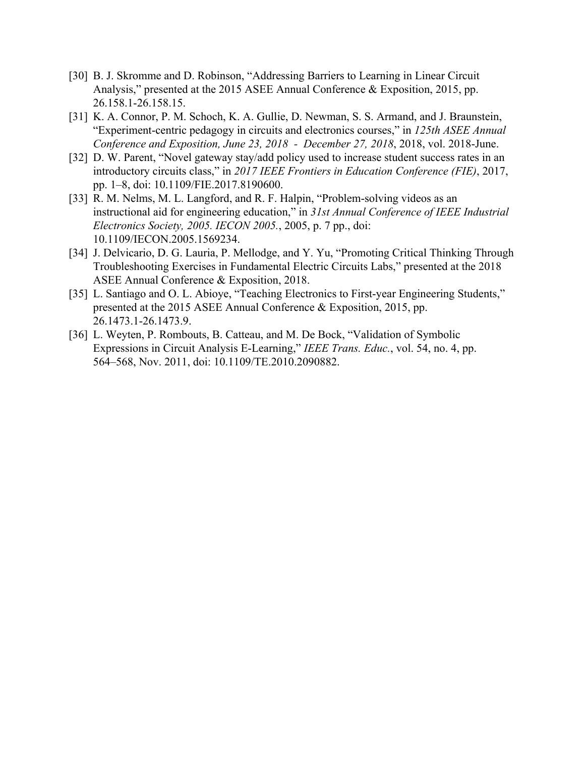[30] B. J. Skromme and D. Robinson, “Addressing Barriers to Learning in Linear Circuit Analysis,” presented at the 2015 ASEE Annual Conference & Exposition, 2015, pp. 26.158.1-26.158.15.

[31] K. A. Connor, P. M. Schoch, K. A. Gullie, D. Newman, S. S. Armand, and J. Braunstein, “Experiment-centric pedagogy in circuits and electronics courses,” in *125th ASEE Annual Conference and Exposition, June 23, 2018 - December 27, 2018*, 2018, vol. 2018-June.

[32] D. W. Parent, “Novel gateway stay/add policy used to increase student success rates in an introductory circuits class,” in *2017 IEEE Frontiers in Education Conference (FIE)*, 2017, pp. 1–8, doi: 10.1109/FIE.2017.8190600.

[33] R. M. Nelms, M. L. Langford, and R. F. Halpin, “Problem-solving videos as an instructional aid for engineering education,” in *31st Annual Conference of IEEE Industrial Electronics Society, 2005. IECON 2005.*, 2005, p. 7 pp., doi: 10.1109/IECON.2005.1569234.

[34] J. Delvicario, D. G. Lauria, P. Mellodge, and Y. Yu, “Promoting Critical Thinking Through Troubleshooting Exercises in Fundamental Electric Circuits Labs,” presented at the 2018 ASEE Annual Conference & Exposition, 2018.

[35] L. Santiago and O. L. Abioye, “Teaching Electronics to First-year Engineering Students,” presented at the 2015 ASEE Annual Conference & Exposition, 2015, pp. 26.1473.1-26.1473.9.

[36] L. Weyten, P. Rombouts, B. Catteau, and M. De Bock, “Validation of Symbolic Expressions in Circuit Analysis E-Learning,” *IEEE Trans. Educ.*, vol. 54, no. 4, pp. 564–568, Nov. 2011, doi: 10.1109/TE.2010.2090882.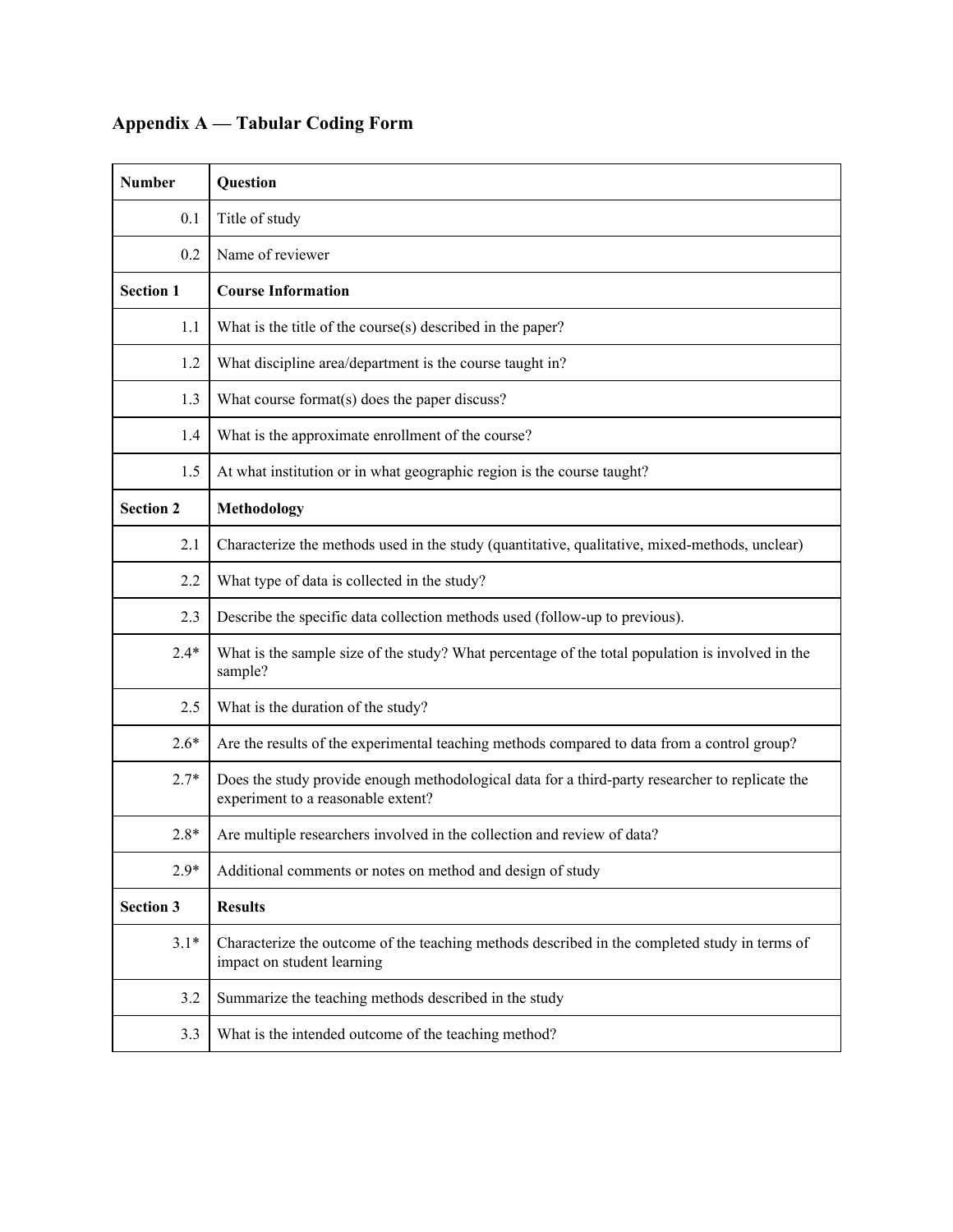## Appendix A — Tabular Coding Form

| Number | Question |
|---|---|
| 0.1 | Title of study |
| 0.2 | Name of reviewer |
| **Section 1** | **Course Information** |
| 1.1 | What is the title of the course(s) described in the paper? |
| 1.2 | What discipline area/department is the course taught in? |
| 1.3 | What course format(s) does the paper discuss? |
| 1.4 | What is the approximate enrollment of the course? |
| 1.5 | At what institution or in what geographic region is the course taught? |
| **Section 2** | **Methodology** |
| 2.1 | Characterize the methods used in the study (quantitative, qualitative, mixed-methods, unclear) |
| 2.2 | What type of data is collected in the study? |
| 2.3 | Describe the specific data collection methods used (follow-up to previous). |
| 2.4* | What is the sample size of the study? What percentage of the total population is involved in the sample? |
| 2.5 | What is the duration of the study? |
| 2.6* | Are the results of the experimental teaching methods compared to data from a control group? |
| 2.7* | Does the study provide enough methodological data for a third-party researcher to replicate the experiment to a reasonable extent? |
| 2.8* | Are multiple researchers involved in the collection and review of data? |
| 2.9* | Additional comments or notes on method and design of study |
| **Section 3** | **Results** |
| 3.1* | Characterize the outcome of the teaching methods described in the completed study in terms of impact on student learning |
| 3.2 | Summarize the teaching methods described in the study |
| 3.3 | What is the intended outcome of the teaching method? |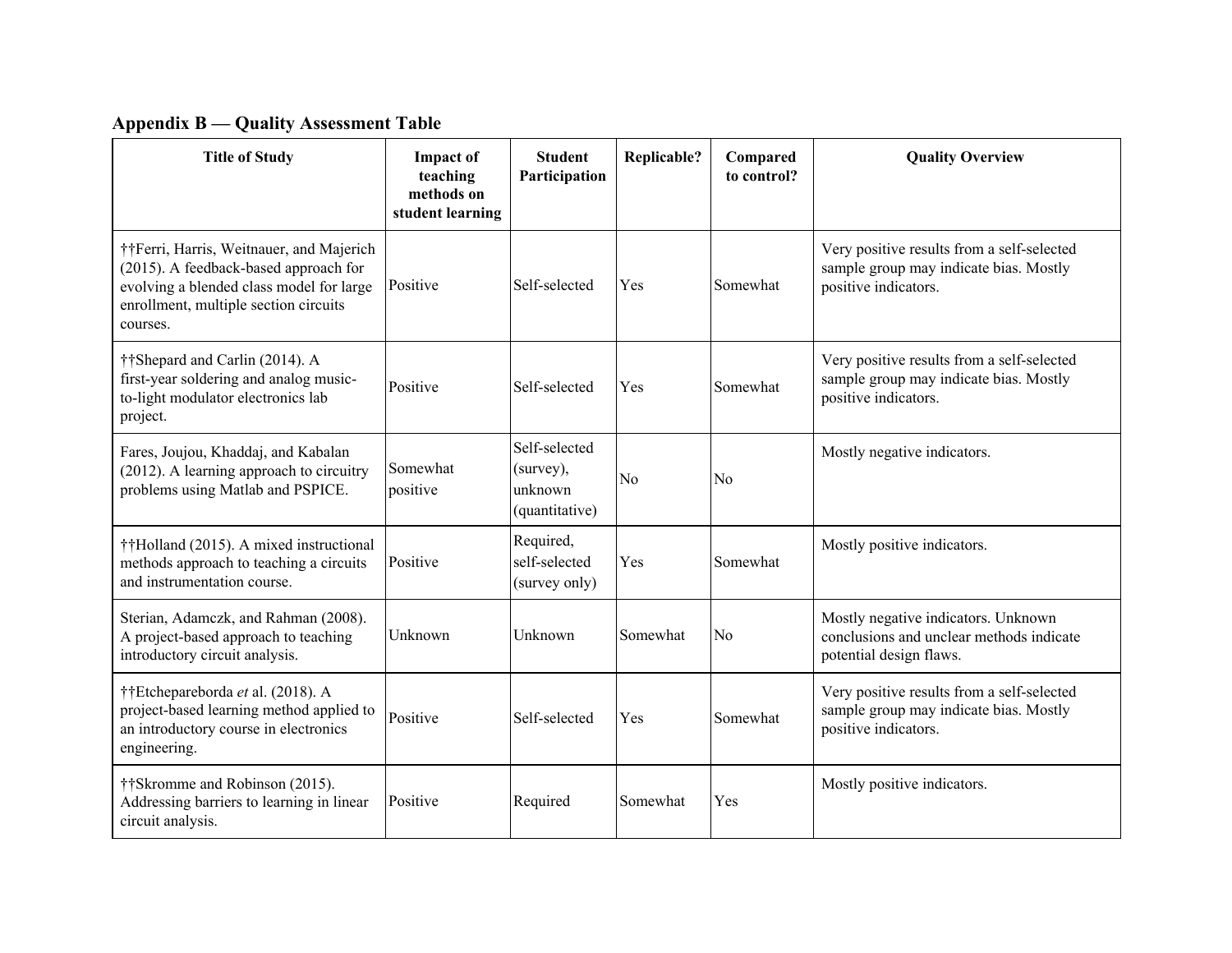## Appendix B — Quality Assessment Table

| Title of Study | Impact of teaching methods on student learning | Student Participation | Replicable? | Compared to control? | Quality Overview |
|---|---|---|---|---|---|
| ††Ferri, Harris, Weitnauer, and Majerich (2015). A feedback-based approach for evolving a blended class model for large enrollment, multiple section circuits courses. | Positive | Self-selected | Yes | Somewhat | Very positive results from a self-selected sample group may indicate bias. Mostly positive indicators. |
| ††Shepard and Carlin (2014). A first-year soldering and analog music-to-light modulator electronics lab project. | Positive | Self-selected | Yes | Somewhat | Very positive results from a self-selected sample group may indicate bias. Mostly positive indicators. |
| Fares, Joujou, Khaddaj, and Kabalan (2012). A learning approach to circuitry problems using Matlab and PSPICE. | Somewhat positive | Self-selected (survey), unknown (quantitative) | No | No | Mostly negative indicators. |
| ††Holland (2015). A mixed instructional methods approach to teaching a circuits and instrumentation course. | Positive | Required, self-selected (survey only) | Yes | Somewhat | Mostly positive indicators. |
| Sterian, Adamczk, and Rahman (2008). A project-based approach to teaching introductory circuit analysis. | Unknown | Unknown | Somewhat | No | Mostly negative indicators. Unknown conclusions and unclear methods indicate potential design flaws. |
| ††Etchepareborda *et* al. (2018). A project-based learning method applied to an introductory course in electronics engineering. | Positive | Self-selected | Yes | Somewhat | Very positive results from a self-selected sample group may indicate bias. Mostly positive indicators. |
| ††Skromme and Robinson (2015). Addressing barriers to learning in linear circuit analysis. | Positive | Required | Somewhat | Yes | Mostly positive indicators. |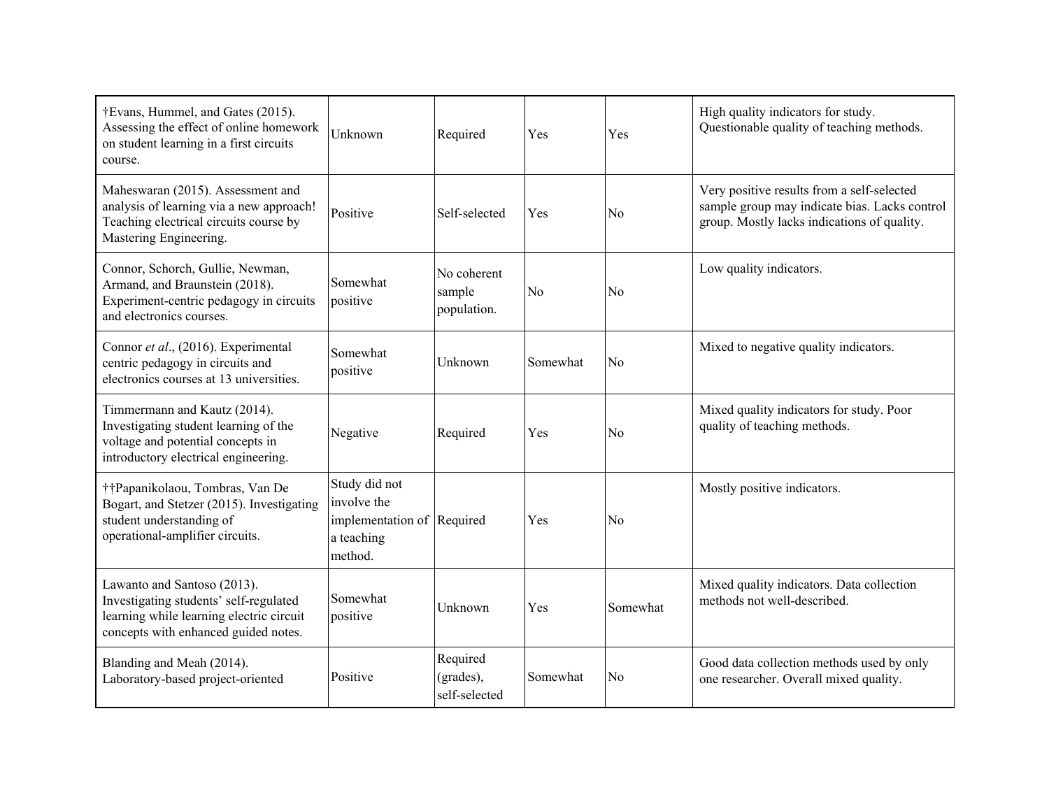| | | | | | |
|---|---|---|---|---|---|
| †Evans, Hummel, and Gates (2015). Assessing the effect of online homework on student learning in a first circuits course. | Unknown | Required | Yes | Yes | High quality indicators for study. Questionable quality of teaching methods. |
| Maheswaran (2015). Assessment and analysis of learning via a new approach! Teaching electrical circuits course by Mastering Engineering. | Positive | Self-selected | Yes | No | Very positive results from a self-selected sample group may indicate bias. Lacks control group. Mostly lacks indications of quality. |
| Connor, Schorch, Gullie, Newman, Armand, and Braunstein (2018). Experiment-centric pedagogy in circuits and electronics courses. | Somewhat positive | No coherent sample population. | No | No | Low quality indicators. |
| Connor *et al*., (2016). Experimental centric pedagogy in circuits and electronics courses at 13 universities. | Somewhat positive | Unknown | Somewhat | No | Mixed to negative quality indicators. |
| Timmermann and Kautz (2014). Investigating student learning of the voltage and potential concepts in introductory electrical engineering. | Negative | Required | Yes | No | Mixed quality indicators for study. Poor quality of teaching methods. |
| ††Papanikolaou, Tombras, Van De Bogart, and Stetzer (2015). Investigating student understanding of operational-amplifier circuits. | Study did not involve the implementation of a teaching method. | Required | Yes | No | Mostly positive indicators. |
| Lawanto and Santoso (2013). Investigating students' self-regulated learning while learning electric circuit concepts with enhanced guided notes. | Somewhat positive | Unknown | Yes | Somewhat | Mixed quality indicators. Data collection methods not well-described. |
| Blanding and Meah (2014). Laboratory-based project-oriented | Positive | Required (grades), self-selected | Somewhat | No | Good data collection methods used by only one researcher. Overall mixed quality. |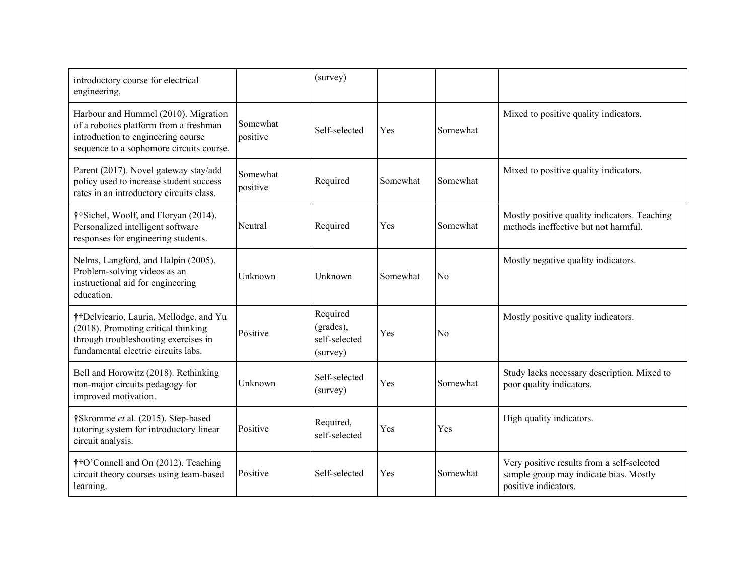| | | | | | |
|---|---|---|---|---|---|
| introductory course for electrical engineering. | | (survey) | | | |
| Harbour and Hummel (2010). Migration of a robotics platform from a freshman introduction to engineering course sequence to a sophomore circuits course. | Somewhat positive | Self-selected | Yes | Somewhat | Mixed to positive quality indicators. |
| Parent (2017). Novel gateway stay/add policy used to increase student success rates in an introductory circuits class. | Somewhat positive | Required | Somewhat | Somewhat | Mixed to positive quality indicators. |
| ††Sichel, Woolf, and Floryan (2014). Personalized intelligent software responses for engineering students. | Neutral | Required | Yes | Somewhat | Mostly positive quality indicators. Teaching methods ineffective but not harmful. |
| Nelms, Langford, and Halpin (2005). Problem-solving videos as an instructional aid for engineering education. | Unknown | Unknown | Somewhat | No | Mostly negative quality indicators. |
| ††Delvicario, Lauria, Mellodge, and Yu (2018). Promoting critical thinking through troubleshooting exercises in fundamental electric circuits labs. | Positive | Required (grades), self-selected (survey) | Yes | No | Mostly positive quality indicators. |
| Bell and Horowitz (2018). Rethinking non-major circuits pedagogy for improved motivation. | Unknown | Self-selected (survey) | Yes | Somewhat | Study lacks necessary description. Mixed to poor quality indicators. |
| †Skromme *et* al. (2015). Step-based tutoring system for introductory linear circuit analysis. | Positive | Required, self-selected | Yes | Yes | High quality indicators. |
| ††O'Connell and On (2012). Teaching circuit theory courses using team-based learning. | Positive | Self-selected | Yes | Somewhat | Very positive results from a self-selected sample group may indicate bias. Mostly positive indicators. |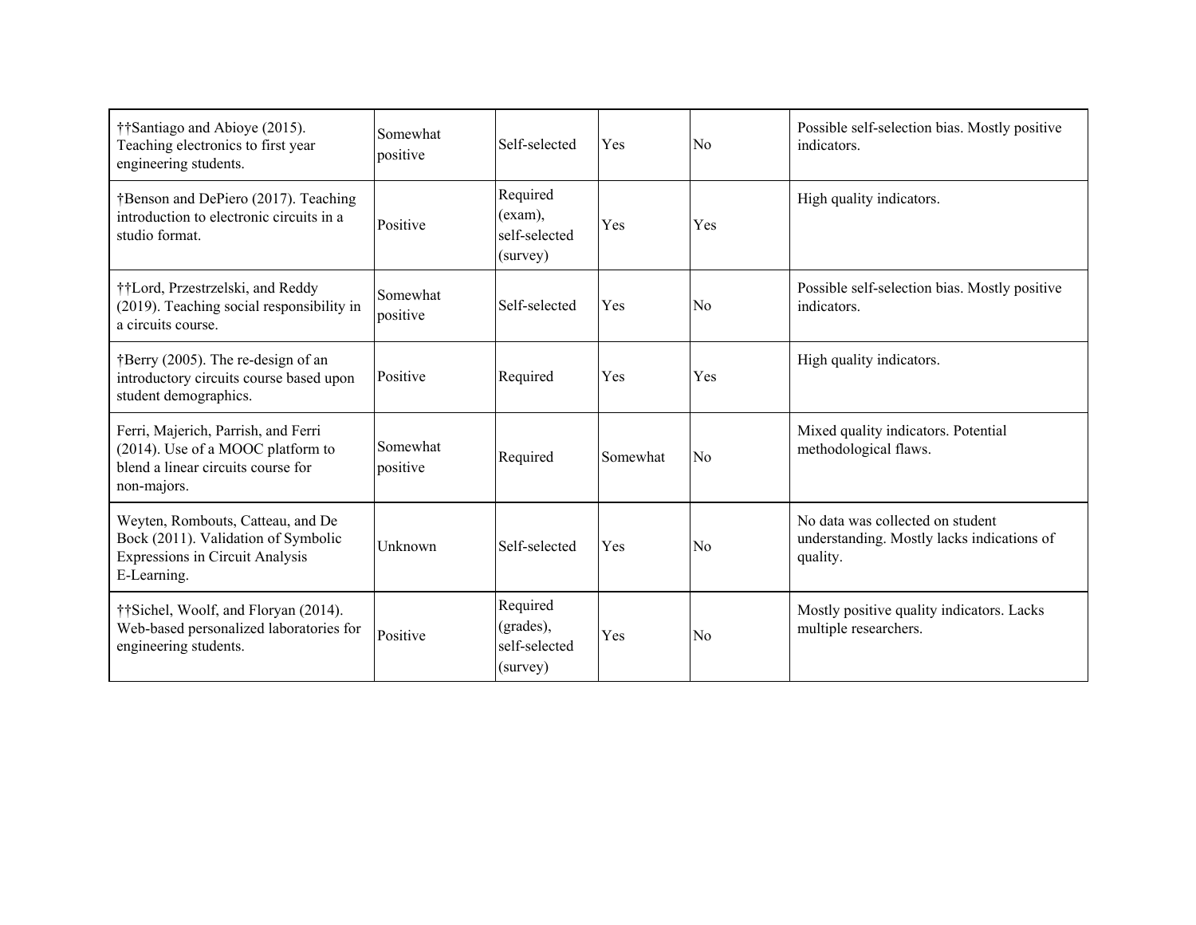| | | | | | |
|---|---|---|---|---|---|
| ††Santiago and Abioye (2015). Teaching electronics to first year engineering students. | Somewhat positive | Self-selected | Yes | No | Possible self-selection bias. Mostly positive indicators. |
| †Benson and DePiero (2017). Teaching introduction to electronic circuits in a studio format. | Positive | Required (exam), self-selected (survey) | Yes | Yes | High quality indicators. |
| ††Lord, Przestrzelski, and Reddy (2019). Teaching social responsibility in a circuits course. | Somewhat positive | Self-selected | Yes | No | Possible self-selection bias. Mostly positive indicators. |
| †Berry (2005). The re-design of an introductory circuits course based upon student demographics. | Positive | Required | Yes | Yes | High quality indicators. |
| Ferri, Majerich, Parrish, and Ferri (2014). Use of a MOOC platform to blend a linear circuits course for non-majors. | Somewhat positive | Required | Somewhat | No | Mixed quality indicators. Potential methodological flaws. |
| Weyten, Rombouts, Catteau, and De Bock (2011). Validation of Symbolic Expressions in Circuit Analysis E-Learning. | Unknown | Self-selected | Yes | No | No data was collected on student understanding. Mostly lacks indications of quality. |
| ††Sichel, Woolf, and Floryan (2014). Web-based personalized laboratories for engineering students. | Positive | Required (grades), self-selected (survey) | Yes | No | Mostly positive quality indicators. Lacks multiple researchers. |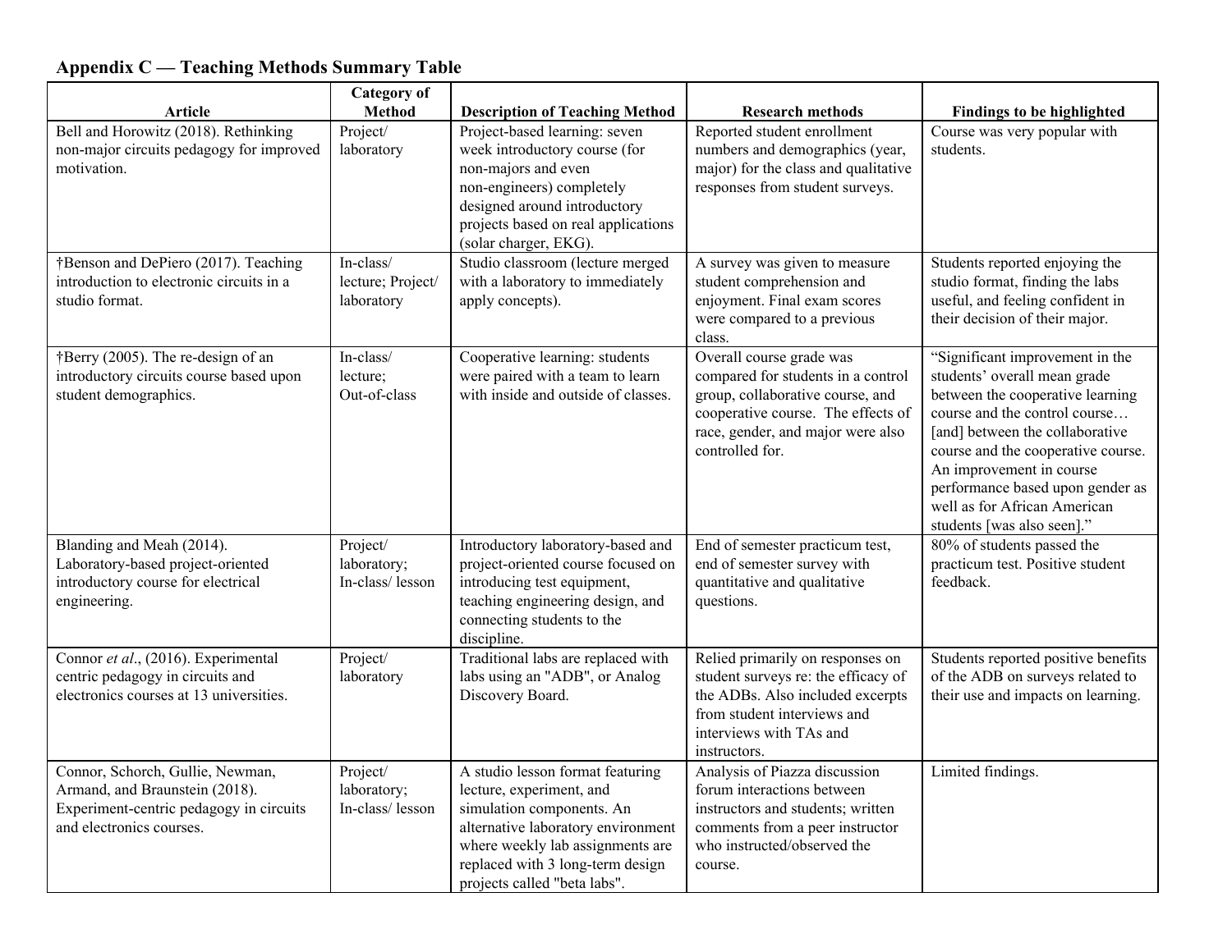## Appendix C — Teaching Methods Summary Table

| Article | Category of Method | Description of Teaching Method | Research methods | Findings to be highlighted |
|---|---|---|---|---|
| Bell and Horowitz (2018). Rethinking non-major circuits pedagogy for improved motivation. | Project/ laboratory | Project-based learning: seven week introductory course (for non-majors and even non-engineers) completely designed around introductory projects based on real applications (solar charger, EKG). | Reported student enrollment numbers and demographics (year, major) for the class and qualitative responses from student surveys. | Course was very popular with students. |
| †Benson and DePiero (2017). Teaching introduction to electronic circuits in a studio format. | In-class/ lecture; Project/ laboratory | Studio classroom (lecture merged with a laboratory to immediately apply concepts). | A survey was given to measure student comprehension and enjoyment. Final exam scores were compared to a previous class. | Students reported enjoying the studio format, finding the labs useful, and feeling confident in their decision of their major. |
| †Berry (2005). The re-design of an introductory circuits course based upon student demographics. | In-class/ lecture; Out-of-class | Cooperative learning: students were paired with a team to learn with inside and outside of classes. | Overall course grade was compared for students in a control group, collaborative course, and cooperative course. The effects of race, gender, and major were also controlled for. | "Significant improvement in the students' overall mean grade between the cooperative learning course and the control course… [and] between the collaborative course and the cooperative course. An improvement in course performance based upon gender as well as for African American students [was also seen]." |
| Blanding and Meah (2014). Laboratory-based project-oriented introductory course for electrical engineering. | Project/ laboratory; In-class/ lesson | Introductory laboratory-based and project-oriented course focused on introducing test equipment, teaching engineering design, and connecting students to the discipline. | End of semester practicum test, end of semester survey with quantitative and qualitative questions. | 80% of students passed the practicum test. Positive student feedback. |
| Connor *et al*., (2016). Experimental centric pedagogy in circuits and electronics courses at 13 universities. | Project/ laboratory | Traditional labs are replaced with labs using an "ADB", or Analog Discovery Board. | Relied primarily on responses on student surveys re: the efficacy of the ADBs. Also included excerpts from student interviews and interviews with TAs and instructors. | Students reported positive benefits of the ADB on surveys related to their use and impacts on learning. |
| Connor, Schorch, Gullie, Newman, Armand, and Braunstein (2018). Experiment-centric pedagogy in circuits and electronics courses. | Project/ laboratory; In-class/ lesson | A studio lesson format featuring lecture, experiment, and simulation components. An alternative laboratory environment where weekly lab assignments are replaced with 3 long-term design projects called "beta labs". | Analysis of Piazza discussion forum interactions between instructors and students; written comments from a peer instructor who instructed/observed the course. | Limited findings. |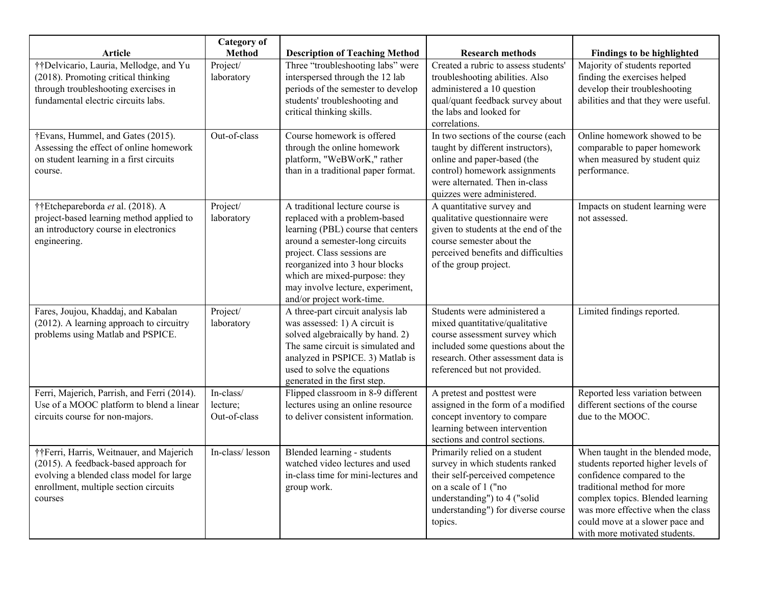| Article | Category of Method | Description of Teaching Method | Research methods | Findings to be highlighted |
|---|---|---|---|---|
| ††Delvicario, Lauria, Mellodge, and Yu (2018). Promoting critical thinking through troubleshooting exercises in fundamental electric circuits labs. | Project/ laboratory | Three "troubleshooting labs" were interspersed through the 12 lab periods of the semester to develop students' troubleshooting and critical thinking skills. | Created a rubric to assess students' troubleshooting abilities. Also administered a 10 question qual/quant feedback survey about the labs and looked for correlations. | Majority of students reported finding the exercises helped develop their troubleshooting abilities and that they were useful. |
| †Evans, Hummel, and Gates (2015). Assessing the effect of online homework on student learning in a first circuits course. | Out-of-class | Course homework is offered through the online homework platform, "WeBWorK," rather than in a traditional paper format. | In two sections of the course (each taught by different instructors), online and paper-based (the control) homework assignments were alternated. Then in-class quizzes were administered. | Online homework showed to be comparable to paper homework when measured by student quiz performance. |
| ††Etchepareborda *et al.* (2018). A project-based learning method applied to an introductory course in electronics engineering. | Project/ laboratory | A traditional lecture course is replaced with a problem-based learning (PBL) course that centers around a semester-long circuits project. Class sessions are reorganized into 3 hour blocks which are mixed-purpose: they may involve lecture, experiment, and/or project work-time. | A quantitative survey and qualitative questionnaire were given to students at the end of the course semester about the perceived benefits and difficulties of the group project. | Impacts on student learning were not assessed. |
| Fares, Joujou, Khaddaj, and Kabalan (2012). A learning approach to circuitry problems using Matlab and PSPICE. | Project/ laboratory | A three-part circuit analysis lab was assessed: 1) A circuit is solved algebraically by hand. 2) The same circuit is simulated and analyzed in PSPICE. 3) Matlab is used to solve the equations generated in the first step. | Students were administered a mixed quantitative/qualitative course assessment survey which included some questions about the research. Other assessment data is referenced but not provided. | Limited findings reported. |
| Ferri, Majerich, Parrish, and Ferri (2014). Use of a MOOC platform to blend a linear circuits course for non-majors. | In-class/ lecture; Out-of-class | Flipped classroom in 8-9 different lectures using an online resource to deliver consistent information. | A pretest and posttest were assigned in the form of a modified concept inventory to compare learning between intervention sections and control sections. | Reported less variation between different sections of the course due to the MOOC. |
| ††Ferri, Harris, Weitnauer, and Majerich (2015). A feedback-based approach for evolving a blended class model for large enrollment, multiple section circuits courses | In-class/ lesson | Blended learning - students watched video lectures and used in-class time for mini-lectures and group work. | Primarily relied on a student survey in which students ranked their self-perceived competence on a scale of 1 ("no understanding") to 4 ("solid understanding") for diverse course topics. | When taught in the blended mode, students reported higher levels of confidence compared to the traditional method for more complex topics. Blended learning was more effective when the class could move at a slower pace and with more motivated students. |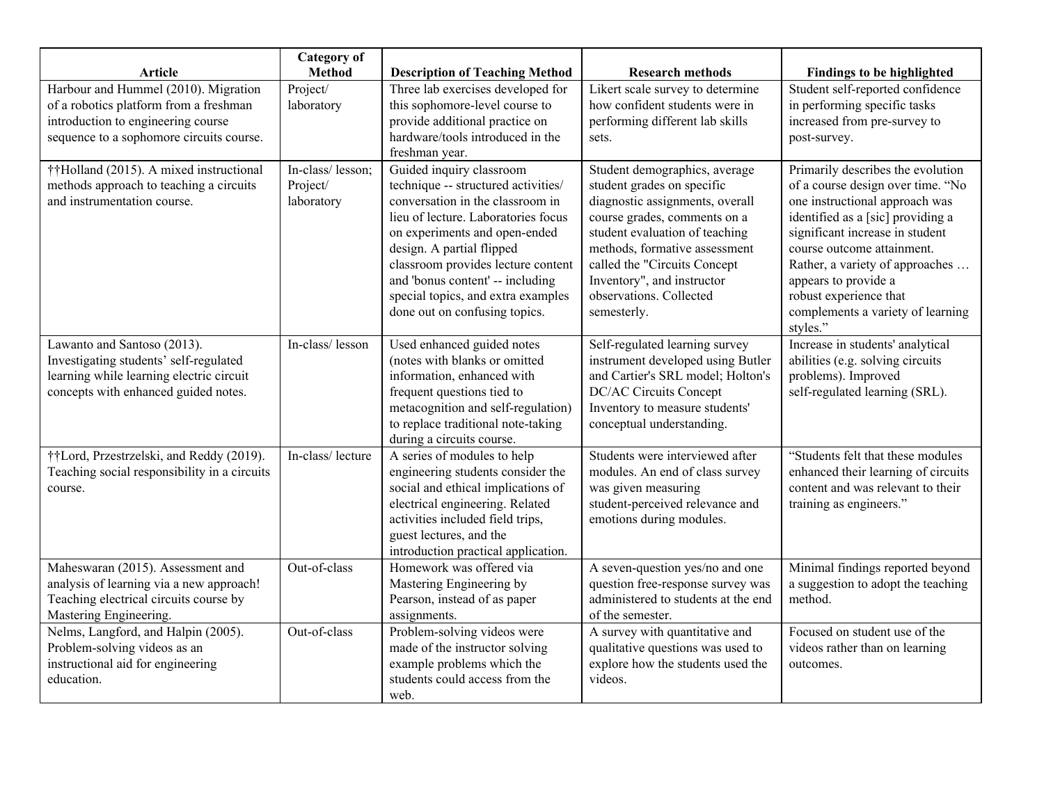| Article | Category of Method | Description of Teaching Method | Research methods | Findings to be highlighted |
|---|---|---|---|---|
| Harbour and Hummel (2010). Migration of a robotics platform from a freshman introduction to engineering course sequence to a sophomore circuits course. | Project/ laboratory | Three lab exercises developed for this sophomore-level course to provide additional practice on hardware/tools introduced in the freshman year. | Likert scale survey to determine how confident students were in performing different lab skills sets. | Student self-reported confidence in performing specific tasks increased from pre-survey to post-survey. |
| ††Holland (2015). A mixed instructional methods approach to teaching a circuits and instrumentation course. | In-class/ lesson; Project/ laboratory | Guided inquiry classroom technique -- structured activities/ conversation in the classroom in lieu of lecture. Laboratories focus on experiments and open-ended design. A partial flipped classroom provides lecture content and 'bonus content' -- including special topics, and extra examples done out on confusing topics. | Student demographics, average student grades on specific diagnostic assignments, overall course grades, comments on a student evaluation of teaching methods, formative assessment called the "Circuits Concept Inventory", and instructor observations. Collected semesterly. | Primarily describes the evolution of a course design over time. "No one instructional approach was identified as a [sic] providing a significant increase in student course outcome attainment. Rather, a variety of approaches … appears to provide a robust experience that complements a variety of learning styles." |
| Lawanto and Santoso (2013). Investigating students' self-regulated learning while learning electric circuit concepts with enhanced guided notes. | In-class/ lesson | Used enhanced guided notes (notes with blanks or omitted information, enhanced with frequent questions tied to metacognition and self-regulation) to replace traditional note-taking during a circuits course. | Self-regulated learning survey instrument developed using Butler and Cartier's SRL model; Holton's DC/AC Circuits Concept Inventory to measure students' conceptual understanding. | Increase in students' analytical abilities (e.g. solving circuits problems). Improved self-regulated learning (SRL). |
| ††Lord, Przestrzelski, and Reddy (2019). Teaching social responsibility in a circuits course. | In-class/ lecture | A series of modules to help engineering students consider the social and ethical implications of electrical engineering. Related activities included field trips, guest lectures, and the introduction practical application. | Students were interviewed after modules. An end of class survey was given measuring student-perceived relevance and emotions during modules. | "Students felt that these modules enhanced their learning of circuits content and was relevant to their training as engineers." |
| Maheswaran (2015). Assessment and analysis of learning via a new approach! Teaching electrical circuits course by Mastering Engineering. | Out-of-class | Homework was offered via Mastering Engineering by Pearson, instead of as paper assignments. | A seven-question yes/no and one question free-response survey was administered to students at the end of the semester. | Minimal findings reported beyond a suggestion to adopt the teaching method. |
| Nelms, Langford, and Halpin (2005). Problem-solving videos as an instructional aid for engineering education. | Out-of-class | Problem-solving videos were made of the instructor solving example problems which the students could access from the web. | A survey with quantitative and qualitative questions was used to explore how the students used the videos. | Focused on student use of the videos rather than on learning outcomes. |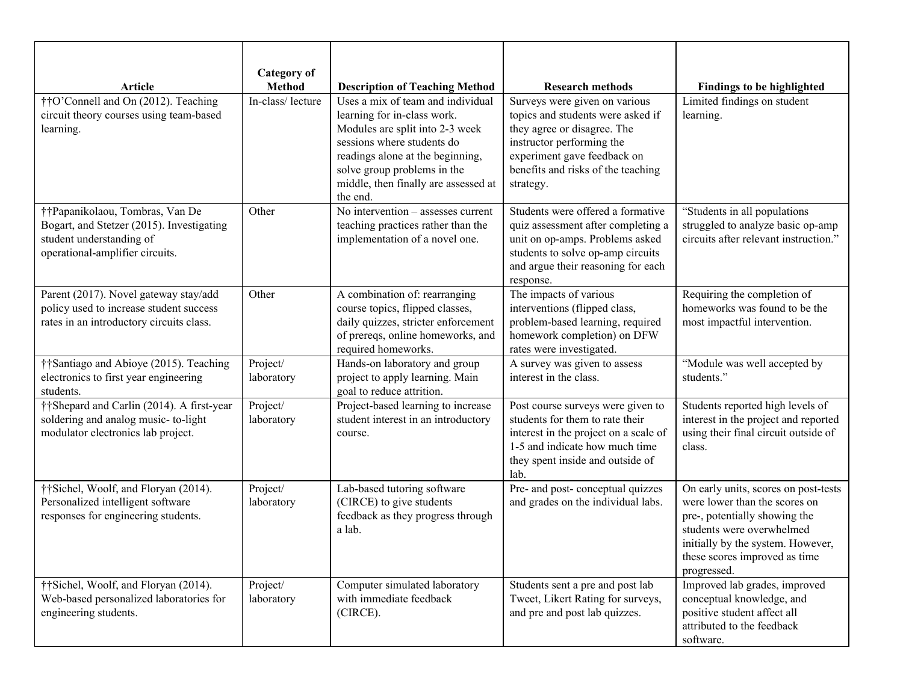| Article | Category of Method | Description of Teaching Method | Research methods | Findings to be highlighted |
|---|---|---|---|---|
| ††O'Connell and On (2012). Teaching circuit theory courses using team-based learning. | In-class/ lecture | Uses a mix of team and individual learning for in-class work. Modules are split into 2-3 week sessions where students do readings alone at the beginning, solve group problems in the middle, then finally are assessed at the end. | Surveys were given on various topics and students were asked if they agree or disagree. The instructor performing the experiment gave feedback on benefits and risks of the teaching strategy. | Limited findings on student learning. |
| ††Papanikolaou, Tombras, Van De Bogart, and Stetzer (2015). Investigating student understanding of operational-amplifier circuits. | Other | No intervention – assesses current teaching practices rather than the implementation of a novel one. | Students were offered a formative quiz assessment after completing a unit on op-amps. Problems asked students to solve op-amp circuits and argue their reasoning for each response. | "Students in all populations struggled to analyze basic op-amp circuits after relevant instruction." |
| Parent (2017). Novel gateway stay/add policy used to increase student success rates in an introductory circuits class. | Other | A combination of: rearranging course topics, flipped classes, daily quizzes, stricter enforcement of prereqs, online homeworks, and required homeworks. | The impacts of various interventions (flipped class, problem-based learning, required homework completion) on DFW rates were investigated. | Requiring the completion of homeworks was found to be the most impactful intervention. |
| ††Santiago and Abioye (2015). Teaching electronics to first year engineering students. | Project/ laboratory | Hands-on laboratory and group project to apply learning. Main goal to reduce attrition. | A survey was given to assess interest in the class. | "Module was well accepted by students." |
| ††Shepard and Carlin (2014). A first-year soldering and analog music- to-light modulator electronics lab project. | Project/ laboratory | Project-based learning to increase student interest in an introductory course. | Post course surveys were given to students for them to rate their interest in the project on a scale of 1-5 and indicate how much time they spent inside and outside of lab. | Students reported high levels of interest in the project and reported using their final circuit outside of class. |
| ††Sichel, Woolf, and Floryan (2014). Personalized intelligent software responses for engineering students. | Project/ laboratory | Lab-based tutoring software (CIRCE) to give students feedback as they progress through a lab. | Pre- and post- conceptual quizzes and grades on the individual labs. | On early units, scores on post-tests were lower than the scores on pre-, potentially showing the students were overwhelmed initially by the system. However, these scores improved as time progressed. |
| ††Sichel, Woolf, and Floryan (2014). Web-based personalized laboratories for engineering students. | Project/ laboratory | Computer simulated laboratory with immediate feedback (CIRCE). | Students sent a pre and post lab Tweet, Likert Rating for surveys, and pre and post lab quizzes. | Improved lab grades, improved conceptual knowledge, and positive student affect all attributed to the feedback software. |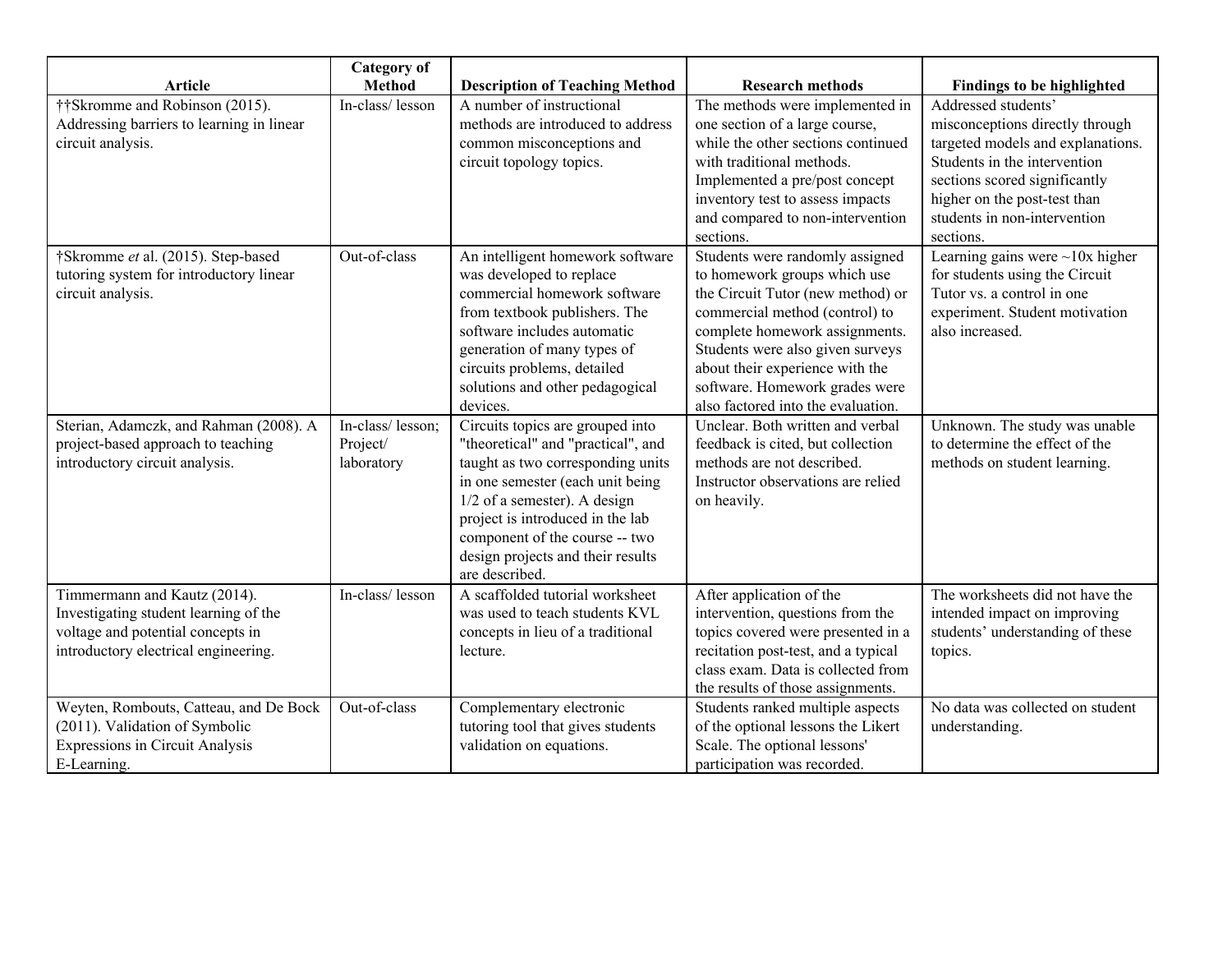| Article | Category of Method | Description of Teaching Method | Research methods | Findings to be highlighted |
|---|---|---|---|---|
| ††Skromme and Robinson (2015). Addressing barriers to learning in linear circuit analysis. | In-class/ lesson | A number of instructional methods are introduced to address common misconceptions and circuit topology topics. | The methods were implemented in one section of a large course, while the other sections continued with traditional methods. Implemented a pre/post concept inventory test to assess impacts and compared to non-intervention sections. | Addressed students' misconceptions directly through targeted models and explanations. Students in the intervention sections scored significantly higher on the post-test than students in non-intervention sections. |
| †Skromme *et al.* (2015). Step-based tutoring system for introductory linear circuit analysis. | Out-of-class | An intelligent homework software was developed to replace commercial homework software from textbook publishers. The software includes automatic generation of many types of circuits problems, detailed solutions and other pedagogical devices. | Students were randomly assigned to homework groups which use the Circuit Tutor (new method) or commercial method (control) to complete homework assignments. Students were also given surveys about their experience with the software. Homework grades were also factored into the evaluation. | Learning gains were ~10x higher for students using the Circuit Tutor vs. a control in one experiment. Student motivation also increased. |
| Sterian, Adamczk, and Rahman (2008). A project-based approach to teaching introductory circuit analysis. | In-class/ lesson; Project/ laboratory | Circuits topics are grouped into "theoretical" and "practical", and taught as two corresponding units in one semester (each unit being 1/2 of a semester). A design project is introduced in the lab component of the course -- two design projects and their results are described. | Unclear. Both written and verbal feedback is cited, but collection methods are not described. Instructor observations are relied on heavily. | Unknown. The study was unable to determine the effect of the methods on student learning. |
| Timmermann and Kautz (2014). Investigating student learning of the voltage and potential concepts in introductory electrical engineering. | In-class/ lesson | A scaffolded tutorial worksheet was used to teach students KVL concepts in lieu of a traditional lecture. | After application of the intervention, questions from the topics covered were presented in a recitation post-test, and a typical class exam. Data is collected from the results of those assignments. | The worksheets did not have the intended impact on improving students' understanding of these topics. |
| Weyten, Rombouts, Catteau, and De Bock (2011). Validation of Symbolic Expressions in Circuit Analysis E-Learning. | Out-of-class | Complementary electronic tutoring tool that gives students validation on equations. | Students ranked multiple aspects of the optional lessons the Likert Scale. The optional lessons' participation was recorded. | No data was collected on student understanding. |